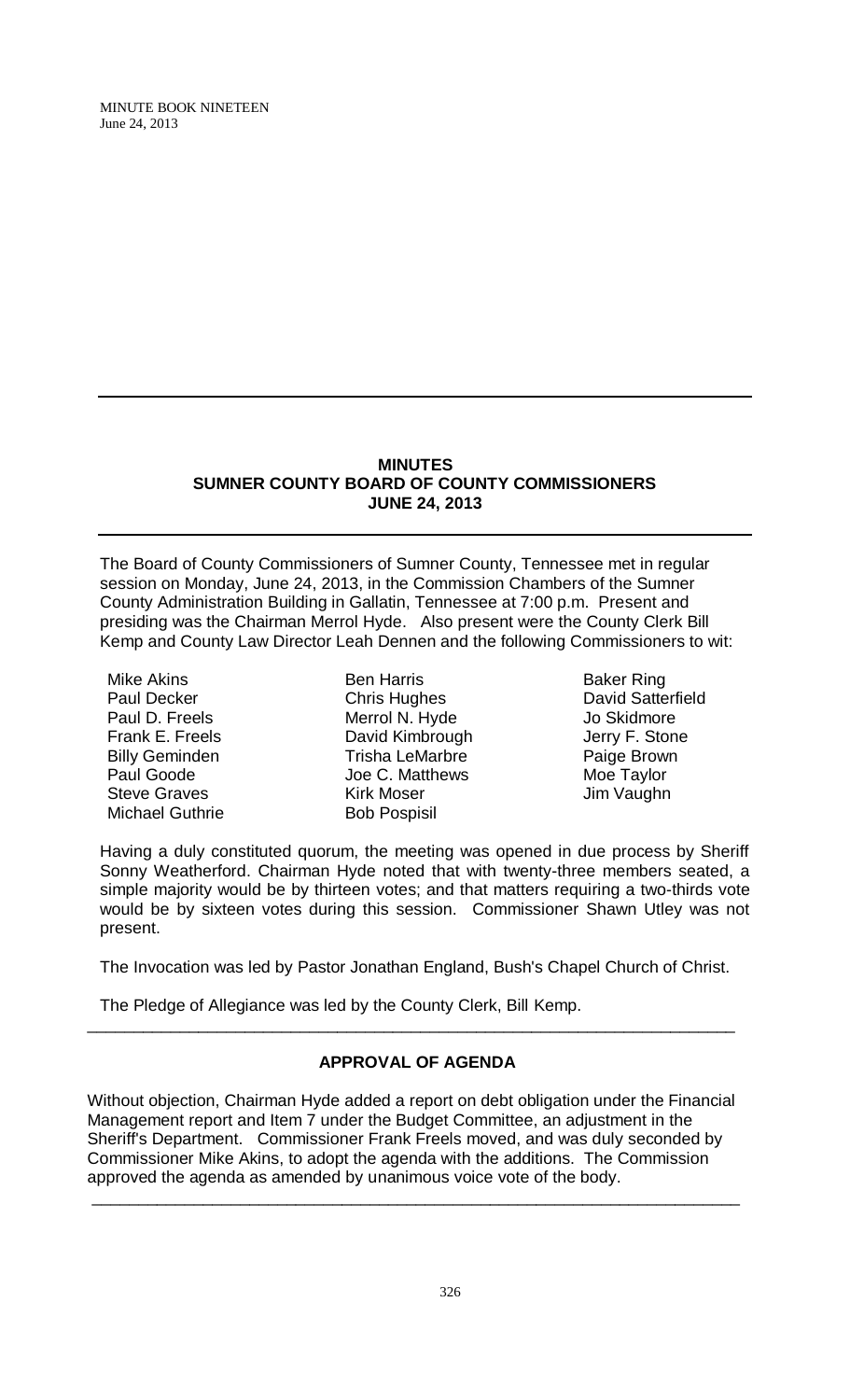MINUTE BOOK NINETEEN
June 24, 2013

## MINUTES
## SUMNER COUNTY BOARD OF COUNTY COMMISSIONERS
## JUNE 24, 2013

The Board of County Commissioners of Sumner County, Tennessee met in regular session on Monday, June 24, 2013, in the Commission Chambers of the Sumner County Administration Building in Gallatin, Tennessee at 7:00 p.m. Present and presiding was the Chairman Merrol Hyde. Also present were the County Clerk Bill Kemp and County Law Director Leah Dennen and the following Commissioners to wit:

| | | |
|---|---|---|
| Mike Akins | Ben Harris | Baker Ring |
| Paul Decker | Chris Hughes | David Satterfield |
| Paul D. Freels | Merrol N. Hyde | Jo Skidmore |
| Frank E. Freels | David Kimbrough | Jerry F. Stone |
| Billy Geminden | Trisha LeMarbre | Paige Brown |
| Paul Goode | Joe C. Matthews | Moe Taylor |
| Steve Graves | Kirk Moser | Jim Vaughn |
| Michael Guthrie | Bob Pospisil | |

Having a duly constituted quorum, the meeting was opened in due process by Sheriff Sonny Weatherford. Chairman Hyde noted that with twenty-three members seated, a simple majority would be by thirteen votes; and that matters requiring a two-thirds vote would be by sixteen votes during this session. Commissioner Shawn Utley was not present.

The Invocation was led by Pastor Jonathan England, Bush's Chapel Church of Christ.

The Pledge of Allegiance was led by the County Clerk, Bill Kemp.

---

### APPROVAL OF AGENDA

Without objection, Chairman Hyde added a report on debt obligation under the Financial Management report and Item 7 under the Budget Committee, an adjustment in the Sheriff's Department. Commissioner Frank Freels moved, and was duly seconded by Commissioner Mike Akins, to adopt the agenda with the additions. The Commission approved the agenda as amended by unanimous voice vote of the body.

---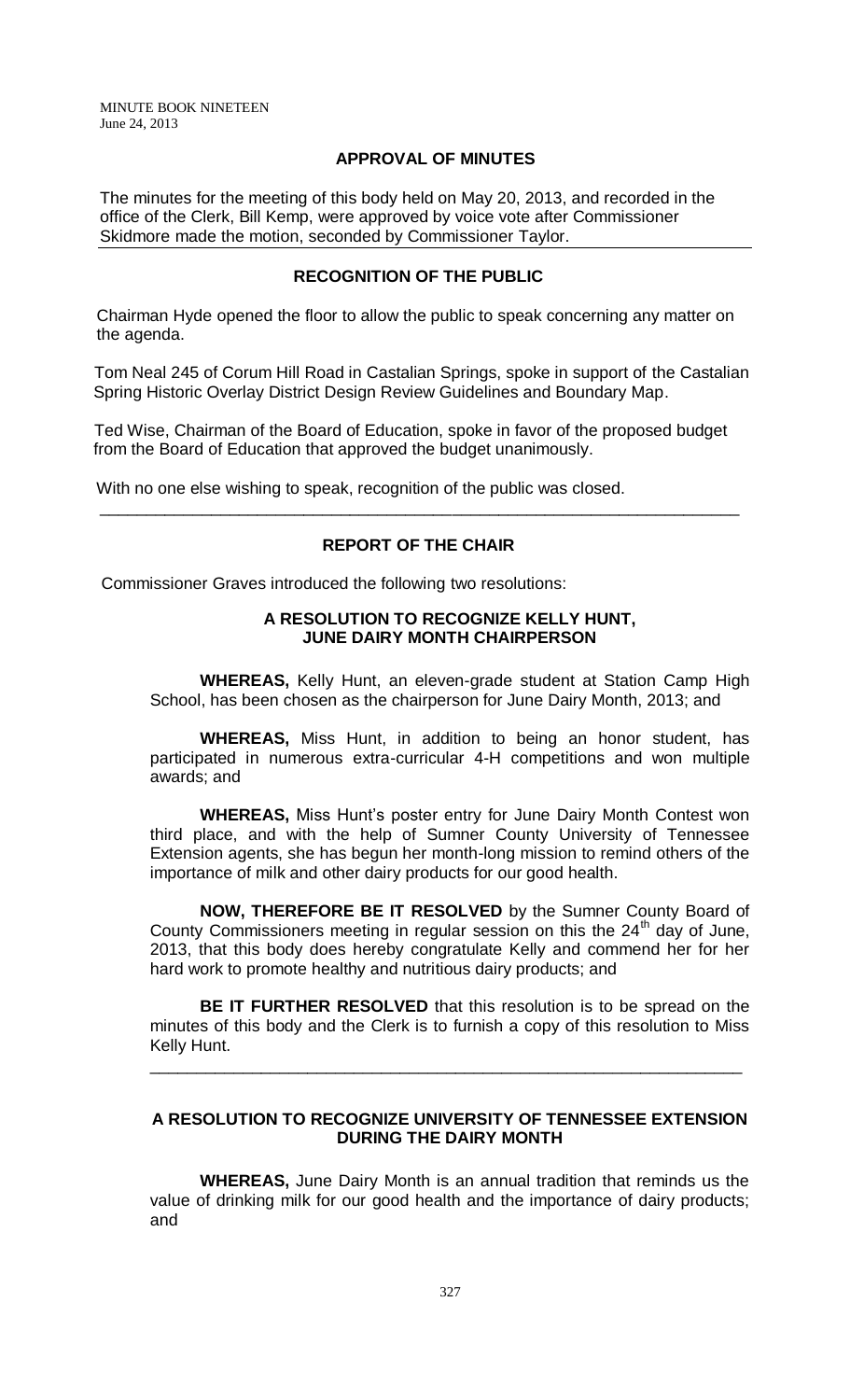## APPROVAL OF MINUTES

The minutes for the meeting of this body held on May 20, 2013, and recorded in the office of the Clerk, Bill Kemp, were approved by voice vote after Commissioner Skidmore made the motion, seconded by Commissioner Taylor.

## RECOGNITION OF THE PUBLIC

Chairman Hyde opened the floor to allow the public to speak concerning any matter on the agenda.

Tom Neal 245 of Corum Hill Road in Castalian Springs, spoke in support of the Castalian Spring Historic Overlay District Design Review Guidelines and Boundary Map.

Ted Wise, Chairman of the Board of Education, spoke in favor of the proposed budget from the Board of Education that approved the budget unanimously.

With no one else wishing to speak, recognition of the public was closed.

---

## REPORT OF THE CHAIR

Commissioner Graves introduced the following two resolutions:

### A RESOLUTION TO RECOGNIZE KELLY HUNT, JUNE DAIRY MONTH CHAIRPERSON

**WHEREAS,** Kelly Hunt, an eleven-grade student at Station Camp High School, has been chosen as the chairperson for June Dairy Month, 2013; and

**WHEREAS,** Miss Hunt, in addition to being an honor student, has participated in numerous extra-curricular 4-H competitions and won multiple awards; and

**WHEREAS,** Miss Hunt's poster entry for June Dairy Month Contest won third place, and with the help of Sumner County University of Tennessee Extension agents, she has begun her month-long mission to remind others of the importance of milk and other dairy products for our good health.

**NOW, THEREFORE BE IT RESOLVED** by the Sumner County Board of County Commissioners meeting in regular session on this the 24th day of June, 2013, that this body does hereby congratulate Kelly and commend her for her hard work to promote healthy and nutritious dairy products; and

**BE IT FURTHER RESOLVED** that this resolution is to be spread on the minutes of this body and the Clerk is to furnish a copy of this resolution to Miss Kelly Hunt.

---

### A RESOLUTION TO RECOGNIZE UNIVERSITY OF TENNESSEE EXTENSION DURING THE DAIRY MONTH

**WHEREAS,** June Dairy Month is an annual tradition that reminds us the value of drinking milk for our good health and the importance of dairy products; and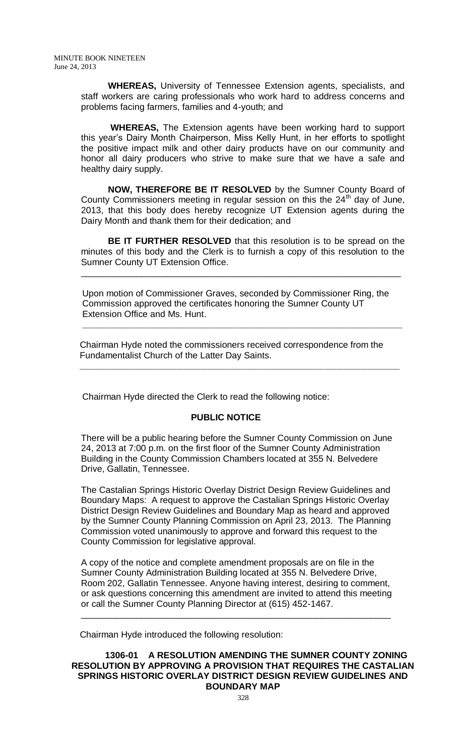**WHEREAS,** University of Tennessee Extension agents, specialists, and staff workers are caring professionals who work hard to address concerns and problems facing farmers, families and 4-youth; and

**WHEREAS,** The Extension agents have been working hard to support this year's Dairy Month Chairperson, Miss Kelly Hunt, in her efforts to spotlight the positive impact milk and other dairy products have on our community and honor all dairy producers who strive to make sure that we have a safe and healthy dairy supply.

**NOW, THEREFORE BE IT RESOLVED** by the Sumner County Board of County Commissioners meeting in regular session on this the 24th day of June, 2013, that this body does hereby recognize UT Extension agents during the Dairy Month and thank them for their dedication; and

**BE IT FURTHER RESOLVED** that this resolution is to be spread on the minutes of this body and the Clerk is to furnish a copy of this resolution to the Sumner County UT Extension Office.

---

Upon motion of Commissioner Graves, seconded by Commissioner Ring, the Commission approved the certificates honoring the Sumner County UT Extension Office and Ms. Hunt.

---

Chairman Hyde noted the commissioners received correspondence from the Fundamentalist Church of the Latter Day Saints.

---

Chairman Hyde directed the Clerk to read the following notice:

**PUBLIC NOTICE**

There will be a public hearing before the Sumner County Commission on June 24, 2013 at 7:00 p.m. on the first floor of the Sumner County Administration Building in the County Commission Chambers located at 355 N. Belvedere Drive, Gallatin, Tennessee.

The Castalian Springs Historic Overlay District Design Review Guidelines and Boundary Maps: A request to approve the Castalian Springs Historic Overlay District Design Review Guidelines and Boundary Map as heard and approved by the Sumner County Planning Commission on April 23, 2013. The Planning Commission voted unanimously to approve and forward this request to the County Commission for legislative approval.

A copy of the notice and complete amendment proposals are on file in the Sumner County Administration Building located at 355 N. Belvedere Drive, Room 202, Gallatin Tennessee. Anyone having interest, desiring to comment, or ask questions concerning this amendment are invited to attend this meeting or call the Sumner County Planning Director at (615) 452-1467.

---

Chairman Hyde introduced the following resolution:

**1306-01 A RESOLUTION AMENDING THE SUMNER COUNTY ZONING RESOLUTION BY APPROVING A PROVISION THAT REQUIRES THE CASTALIAN SPRINGS HISTORIC OVERLAY DISTRICT DESIGN REVIEW GUIDELINES AND BOUNDARY MAP**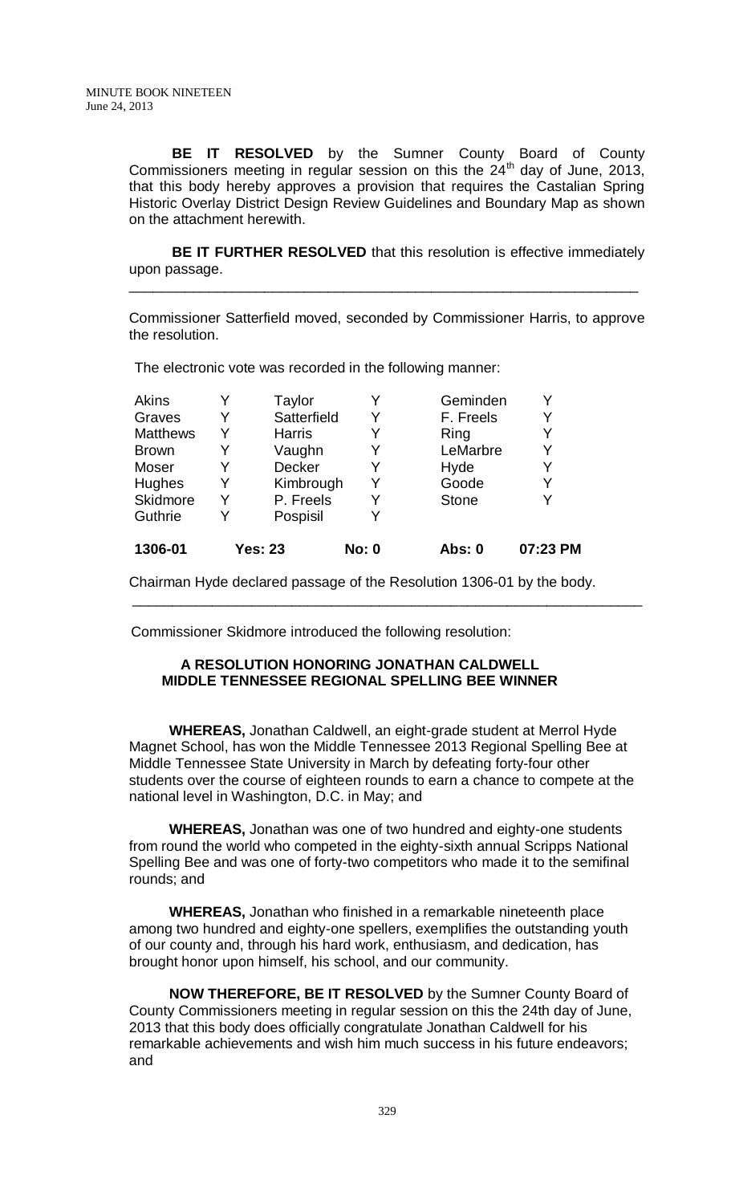**BE IT RESOLVED** by the Sumner County Board of County Commissioners meeting in regular session on this the 24th day of June, 2013, that this body hereby approves a provision that requires the Castalian Spring Historic Overlay District Design Review Guidelines and Boundary Map as shown on the attachment herewith.

**BE IT FURTHER RESOLVED** that this resolution is effective immediately upon passage.

---

Commissioner Satterfield moved, seconded by Commissioner Harris, to approve the resolution.

The electronic vote was recorded in the following manner:

| | | | | | |
|---|---|---|---|---|---|
| Akins | Y | Taylor | Y | Geminden | Y |
| Graves | Y | Satterfield | Y | F. Freels | Y |
| Matthews | Y | Harris | Y | Ring | Y |
| Brown | Y | Vaughn | Y | LeMarbre | Y |
| Moser | Y | Decker | Y | Hyde | Y |
| Hughes | Y | Kimbrough | Y | Goode | Y |
| Skidmore | Y | P. Freels | Y | Stone | Y |
| Guthrie | Y | Pospisil | Y | | |
| **1306-01** | | **Yes: 23** | **No: 0** | **Abs: 0** | **07:23 PM** |

Chairman Hyde declared passage of the Resolution 1306-01 by the body.

---

Commissioner Skidmore introduced the following resolution:

**A RESOLUTION HONORING JONATHAN CALDWELL MIDDLE TENNESSEE REGIONAL SPELLING BEE WINNER**

**WHEREAS,** Jonathan Caldwell, an eight-grade student at Merrol Hyde Magnet School, has won the Middle Tennessee 2013 Regional Spelling Bee at Middle Tennessee State University in March by defeating forty-four other students over the course of eighteen rounds to earn a chance to compete at the national level in Washington, D.C. in May; and

**WHEREAS,** Jonathan was one of two hundred and eighty-one students from round the world who competed in the eighty-sixth annual Scripps National Spelling Bee and was one of forty-two competitors who made it to the semifinal rounds; and

**WHEREAS,** Jonathan who finished in a remarkable nineteenth place among two hundred and eighty-one spellers, exemplifies the outstanding youth of our county and, through his hard work, enthusiasm, and dedication, has brought honor upon himself, his school, and our community.

**NOW THEREFORE, BE IT RESOLVED** by the Sumner County Board of County Commissioners meeting in regular session on this the 24th day of June, 2013 that this body does officially congratulate Jonathan Caldwell for his remarkable achievements and wish him much success in his future endeavors; and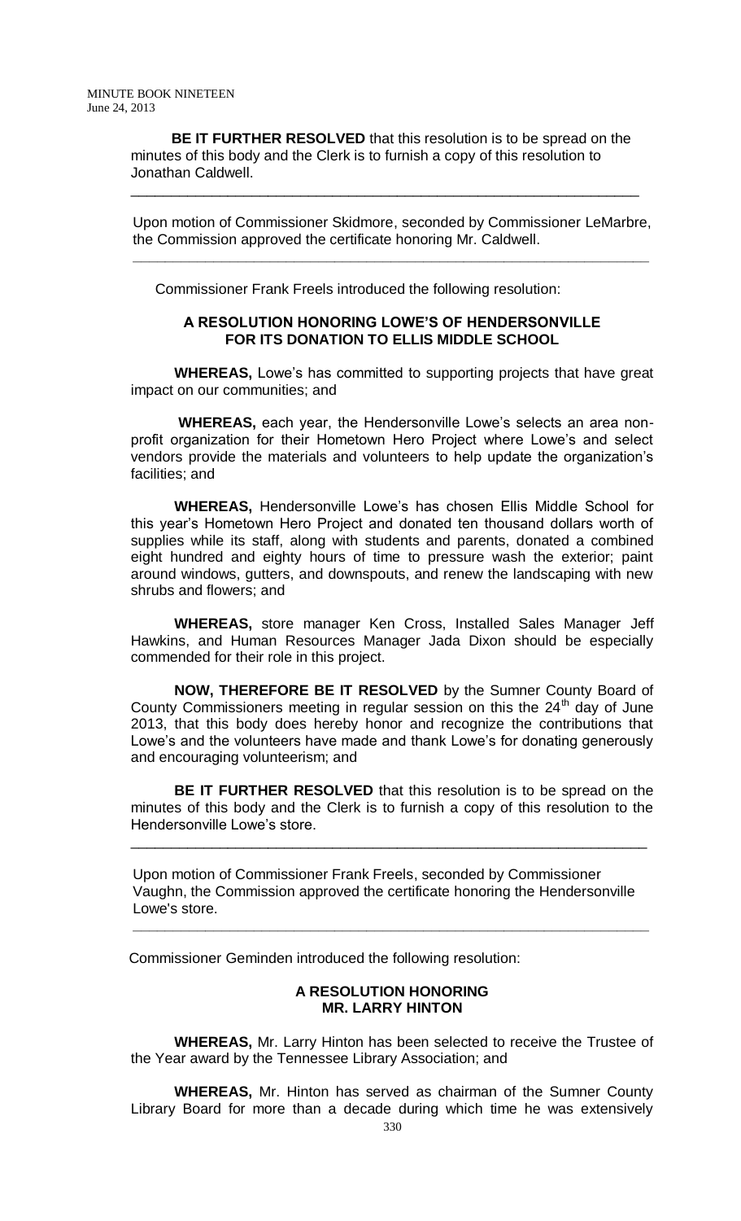**BE IT FURTHER RESOLVED** that this resolution is to be spread on the minutes of this body and the Clerk is to furnish a copy of this resolution to Jonathan Caldwell.

---

Upon motion of Commissioner Skidmore, seconded by Commissioner LeMarbre, the Commission approved the certificate honoring Mr. Caldwell.

---

Commissioner Frank Freels introduced the following resolution:

**A RESOLUTION HONORING LOWE'S OF HENDERSONVILLE FOR ITS DONATION TO ELLIS MIDDLE SCHOOL**

**WHEREAS,** Lowe's has committed to supporting projects that have great impact on our communities; and

**WHEREAS,** each year, the Hendersonville Lowe's selects an area non-profit organization for their Hometown Hero Project where Lowe's and select vendors provide the materials and volunteers to help update the organization's facilities; and

**WHEREAS,** Hendersonville Lowe's has chosen Ellis Middle School for this year's Hometown Hero Project and donated ten thousand dollars worth of supplies while its staff, along with students and parents, donated a combined eight hundred and eighty hours of time to pressure wash the exterior; paint around windows, gutters, and downspouts, and renew the landscaping with new shrubs and flowers; and

**WHEREAS,** store manager Ken Cross, Installed Sales Manager Jeff Hawkins, and Human Resources Manager Jada Dixon should be especially commended for their role in this project.

**NOW, THEREFORE BE IT RESOLVED** by the Sumner County Board of County Commissioners meeting in regular session on this the 24th day of June 2013, that this body does hereby honor and recognize the contributions that Lowe's and the volunteers have made and thank Lowe's for donating generously and encouraging volunteerism; and

**BE IT FURTHER RESOLVED** that this resolution is to be spread on the minutes of this body and the Clerk is to furnish a copy of this resolution to the Hendersonville Lowe's store.

---

Upon motion of Commissioner Frank Freels, seconded by Commissioner Vaughn, the Commission approved the certificate honoring the Hendersonville Lowe's store.

---

Commissioner Geminden introduced the following resolution:

**A RESOLUTION HONORING MR. LARRY HINTON**

**WHEREAS,** Mr. Larry Hinton has been selected to receive the Trustee of the Year award by the Tennessee Library Association; and

**WHEREAS,** Mr. Hinton has served as chairman of the Sumner County Library Board for more than a decade during which time he was extensively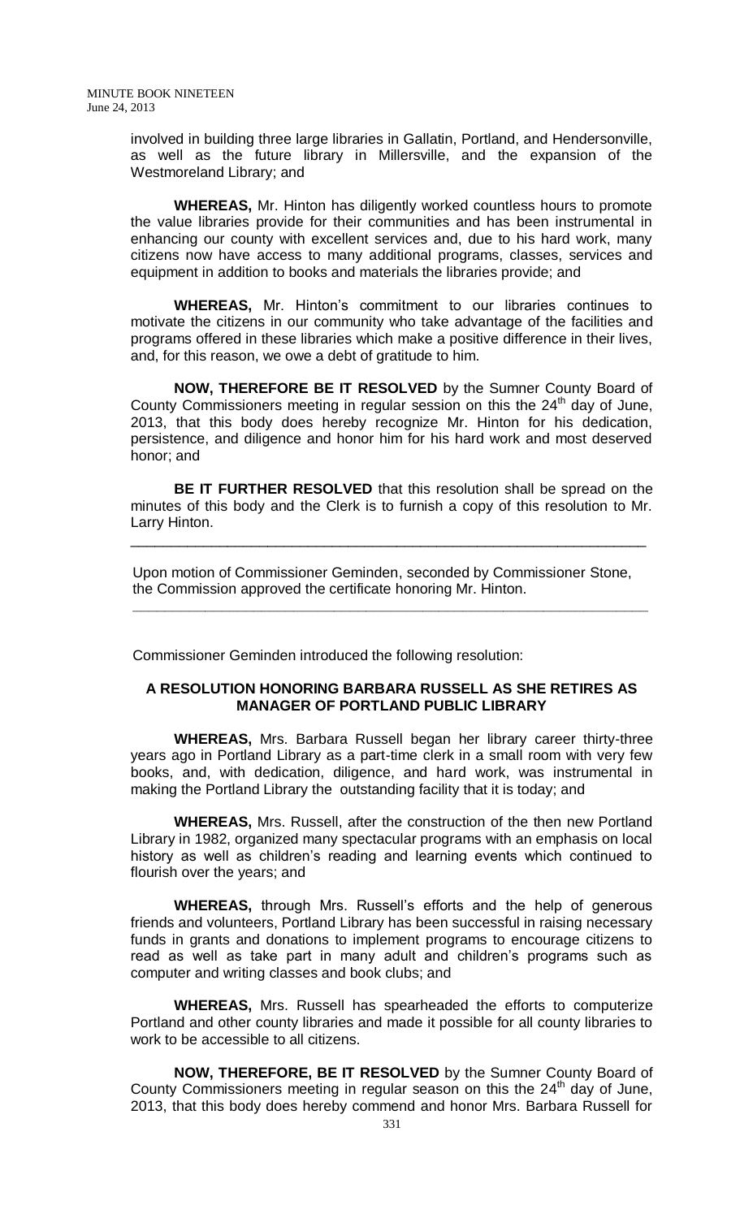involved in building three large libraries in Gallatin, Portland, and Hendersonville, as well as the future library in Millersville, and the expansion of the Westmoreland Library; and

**WHEREAS,** Mr. Hinton has diligently worked countless hours to promote the value libraries provide for their communities and has been instrumental in enhancing our county with excellent services and, due to his hard work, many citizens now have access to many additional programs, classes, services and equipment in addition to books and materials the libraries provide; and

**WHEREAS,** Mr. Hinton's commitment to our libraries continues to motivate the citizens in our community who take advantage of the facilities and programs offered in these libraries which make a positive difference in their lives, and, for this reason, we owe a debt of gratitude to him.

**NOW, THEREFORE BE IT RESOLVED** by the Sumner County Board of County Commissioners meeting in regular session on this the 24th day of June, 2013, that this body does hereby recognize Mr. Hinton for his dedication, persistence, and diligence and honor him for his hard work and most deserved honor; and

**BE IT FURTHER RESOLVED** that this resolution shall be spread on the minutes of this body and the Clerk is to furnish a copy of this resolution to Mr. Larry Hinton.

---

Upon motion of Commissioner Geminden, seconded by Commissioner Stone, the Commission approved the certificate honoring Mr. Hinton.

---

Commissioner Geminden introduced the following resolution:

**A RESOLUTION HONORING BARBARA RUSSELL AS SHE RETIRES AS MANAGER OF PORTLAND PUBLIC LIBRARY**

**WHEREAS,** Mrs. Barbara Russell began her library career thirty-three years ago in Portland Library as a part-time clerk in a small room with very few books, and, with dedication, diligence, and hard work, was instrumental in making the Portland Library the outstanding facility that it is today; and

**WHEREAS,** Mrs. Russell, after the construction of the then new Portland Library in 1982, organized many spectacular programs with an emphasis on local history as well as children's reading and learning events which continued to flourish over the years; and

**WHEREAS,** through Mrs. Russell's efforts and the help of generous friends and volunteers, Portland Library has been successful in raising necessary funds in grants and donations to implement programs to encourage citizens to read as well as take part in many adult and children's programs such as computer and writing classes and book clubs; and

**WHEREAS,** Mrs. Russell has spearheaded the efforts to computerize Portland and other county libraries and made it possible for all county libraries to work to be accessible to all citizens.

**NOW, THEREFORE, BE IT RESOLVED** by the Sumner County Board of County Commissioners meeting in regular season on this the 24th day of June, 2013, that this body does hereby commend and honor Mrs. Barbara Russell for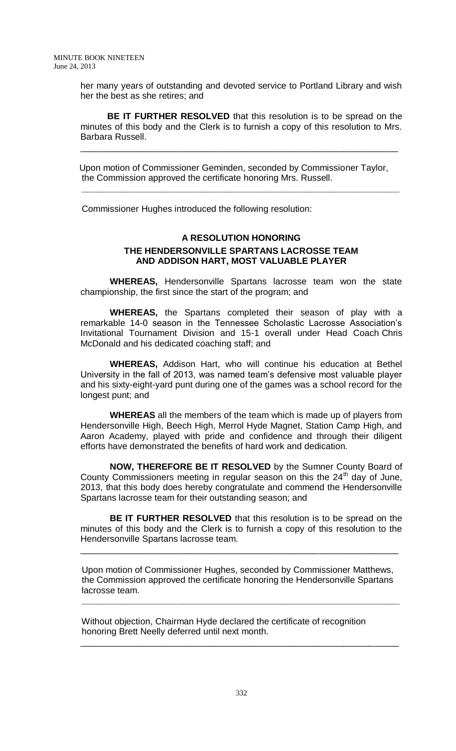her many years of outstanding and devoted service to Portland Library and wish her the best as she retires; and

**BE IT FURTHER RESOLVED** that this resolution is to be spread on the minutes of this body and the Clerk is to furnish a copy of this resolution to Mrs. Barbara Russell.

---

Upon motion of Commissioner Geminden, seconded by Commissioner Taylor, the Commission approved the certificate honoring Mrs. Russell.

---

Commissioner Hughes introduced the following resolution:

## A RESOLUTION HONORING THE HENDERSONVILLE SPARTANS LACROSSE TEAM AND ADDISON HART, MOST VALUABLE PLAYER

**WHEREAS,** Hendersonville Spartans lacrosse team won the state championship, the first since the start of the program; and

**WHEREAS,** the Spartans completed their season of play with a remarkable 14-0 season in the Tennessee Scholastic Lacrosse Association's Invitational Tournament Division and 15-1 overall under Head Coach Chris McDonald and his dedicated coaching staff; and

**WHEREAS,** Addison Hart, who will continue his education at Bethel University in the fall of 2013, was named team's defensive most valuable player and his sixty-eight-yard punt during one of the games was a school record for the longest punt; and

**WHEREAS** all the members of the team which is made up of players from Hendersonville High, Beech High, Merrol Hyde Magnet, Station Camp High, and Aaron Academy, played with pride and confidence and through their diligent efforts have demonstrated the benefits of hard work and dedication.

**NOW, THEREFORE BE IT RESOLVED** by the Sumner County Board of County Commissioners meeting in regular season on this the 24th day of June, 2013, that this body does hereby congratulate and commend the Hendersonville Spartans lacrosse team for their outstanding season; and

**BE IT FURTHER RESOLVED** that this resolution is to be spread on the minutes of this body and the Clerk is to furnish a copy of this resolution to the Hendersonville Spartans lacrosse team.

---

Upon motion of Commissioner Hughes, seconded by Commissioner Matthews, the Commission approved the certificate honoring the Hendersonville Spartans lacrosse team.

---

Without objection, Chairman Hyde declared the certificate of recognition honoring Brett Neelly deferred until next month.

---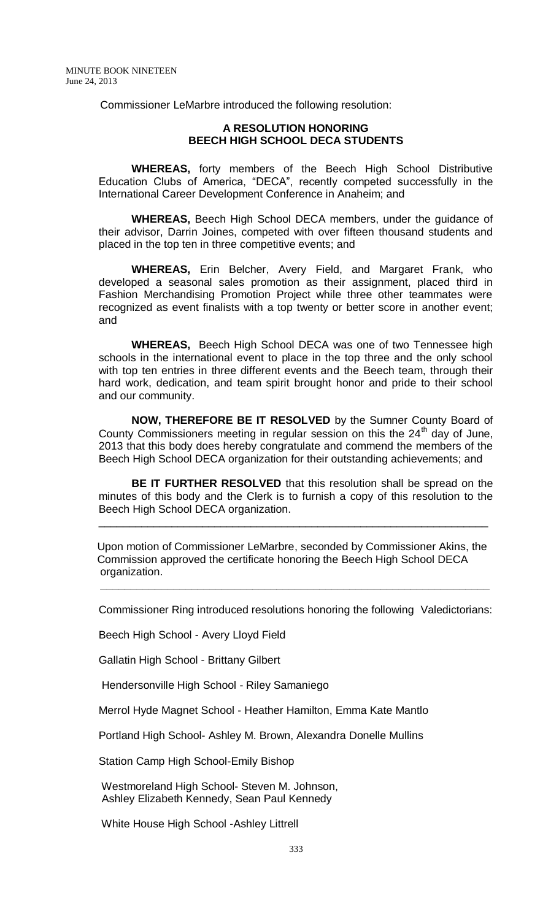Commissioner LeMarbre introduced the following resolution:

## A RESOLUTION HONORING BEECH HIGH SCHOOL DECA STUDENTS

**WHEREAS,** forty members of the Beech High School Distributive Education Clubs of America, "DECA", recently competed successfully in the International Career Development Conference in Anaheim; and

**WHEREAS,** Beech High School DECA members, under the guidance of their advisor, Darrin Joines, competed with over fifteen thousand students and placed in the top ten in three competitive events; and

**WHEREAS,** Erin Belcher, Avery Field, and Margaret Frank, who developed a seasonal sales promotion as their assignment, placed third in Fashion Merchandising Promotion Project while three other teammates were recognized as event finalists with a top twenty or better score in another event; and

**WHEREAS,** Beech High School DECA was one of two Tennessee high schools in the international event to place in the top three and the only school with top ten entries in three different events and the Beech team, through their hard work, dedication, and team spirit brought honor and pride to their school and our community.

**NOW, THEREFORE BE IT RESOLVED** by the Sumner County Board of County Commissioners meeting in regular session on this the 24th day of June, 2013 that this body does hereby congratulate and commend the members of the Beech High School DECA organization for their outstanding achievements; and

**BE IT FURTHER RESOLVED** that this resolution shall be spread on the minutes of this body and the Clerk is to furnish a copy of this resolution to the Beech High School DECA organization.

---

Upon motion of Commissioner LeMarbre, seconded by Commissioner Akins, the Commission approved the certificate honoring the Beech High School DECA organization.

---

Commissioner Ring introduced resolutions honoring the following Valedictorians:

Beech High School - Avery Lloyd Field

Gallatin High School - Brittany Gilbert

Hendersonville High School - Riley Samaniego

Merrol Hyde Magnet School - Heather Hamilton, Emma Kate Mantlo

Portland High School- Ashley M. Brown, Alexandra Donelle Mullins

Station Camp High School-Emily Bishop

Westmoreland High School- Steven M. Johnson, Ashley Elizabeth Kennedy, Sean Paul Kennedy

White House High School -Ashley Littrell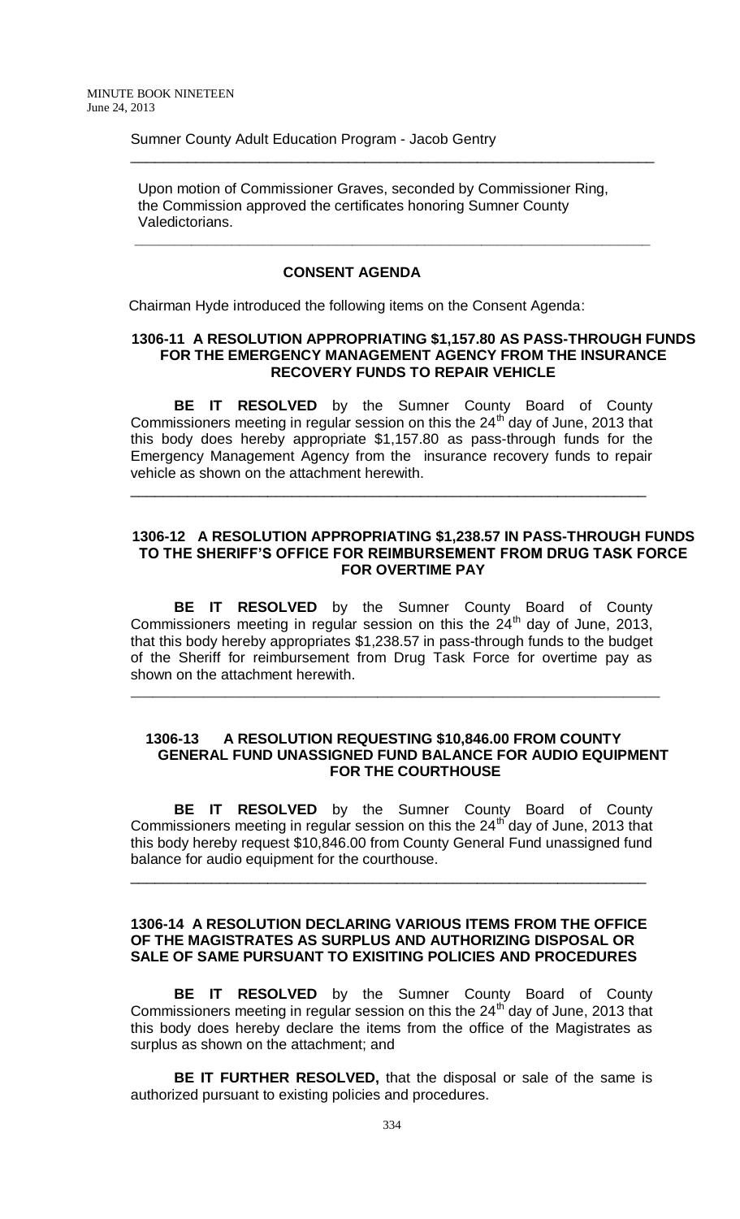Sumner County Adult Education Program - Jacob Gentry

---

Upon motion of Commissioner Graves, seconded by Commissioner Ring, the Commission approved the certificates honoring Sumner County Valedictorians.

---

## CONSENT AGENDA

Chairman Hyde introduced the following items on the Consent Agenda:

### 1306-11 A RESOLUTION APPROPRIATING $1,157.80 AS PASS-THROUGH FUNDS FOR THE EMERGENCY MANAGEMENT AGENCY FROM THE INSURANCE RECOVERY FUNDS TO REPAIR VEHICLE

**BE IT RESOLVED** by the Sumner County Board of County Commissioners meeting in regular session on this the 24th day of June, 2013 that this body does hereby appropriate $1,157.80 as pass-through funds for the Emergency Management Agency from the insurance recovery funds to repair vehicle as shown on the attachment herewith.

---

### 1306-12 A RESOLUTION APPROPRIATING $1,238.57 IN PASS-THROUGH FUNDS TO THE SHERIFF'S OFFICE FOR REIMBURSEMENT FROM DRUG TASK FORCE FOR OVERTIME PAY

**BE IT RESOLVED** by the Sumner County Board of County Commissioners meeting in regular session on this the 24th day of June, 2013, that this body hereby appropriates $1,238.57 in pass-through funds to the budget of the Sheriff for reimbursement from Drug Task Force for overtime pay as shown on the attachment herewith.

---

### 1306-13 A RESOLUTION REQUESTING $10,846.00 FROM COUNTY GENERAL FUND UNASSIGNED FUND BALANCE FOR AUDIO EQUIPMENT FOR THE COURTHOUSE

**BE IT RESOLVED** by the Sumner County Board of County Commissioners meeting in regular session on this the 24th day of June, 2013 that this body hereby request $10,846.00 from County General Fund unassigned fund balance for audio equipment for the courthouse.

---

### 1306-14 A RESOLUTION DECLARING VARIOUS ITEMS FROM THE OFFICE OF THE MAGISTRATES AS SURPLUS AND AUTHORIZING DISPOSAL OR SALE OF SAME PURSUANT TO EXISITING POLICIES AND PROCEDURES

**BE IT RESOLVED** by the Sumner County Board of County Commissioners meeting in regular session on this the 24th day of June, 2013 that this body does hereby declare the items from the office of the Magistrates as surplus as shown on the attachment; and

**BE IT FURTHER RESOLVED,** that the disposal or sale of the same is authorized pursuant to existing policies and procedures.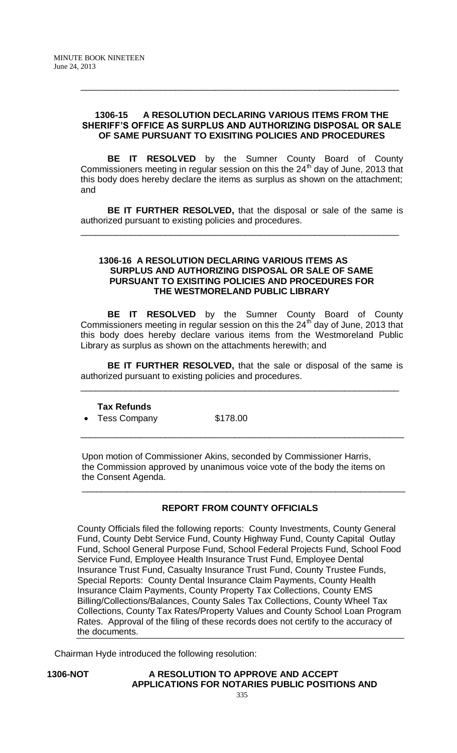---

**1306-15 A RESOLUTION DECLARING VARIOUS ITEMS FROM THE SHERIFF'S OFFICE AS SURPLUS AND AUTHORIZING DISPOSAL OR SALE OF SAME PURSUANT TO EXISITING POLICIES AND PROCEDURES**

**BE IT RESOLVED** by the Sumner County Board of County Commissioners meeting in regular session on this the $24^{th}$ day of June, 2013 that this body does hereby declare the items as surplus as shown on the attachment; and

**BE IT FURTHER RESOLVED,** that the disposal or sale of the same is authorized pursuant to existing policies and procedures.

---

**1306-16 A RESOLUTION DECLARING VARIOUS ITEMS AS SURPLUS AND AUTHORIZING DISPOSAL OR SALE OF SAME PURSUANT TO EXISITING POLICIES AND PROCEDURES FOR THE WESTMORELAND PUBLIC LIBRARY**

**BE IT RESOLVED** by the Sumner County Board of County Commissioners meeting in regular session on this the $24^{th}$ day of June, 2013 that this body does hereby declare various items from the Westmoreland Public Library as surplus as shown on the attachments herewith; and

**BE IT FURTHER RESOLVED,** that the sale or disposal of the same is authorized pursuant to existing policies and procedures.

---

**Tax Refunds**

- Tess Company $178.00

---

Upon motion of Commissioner Akins, seconded by Commissioner Harris, the Commission approved by unanimous voice vote of the body the items on the Consent Agenda.

---

**REPORT FROM COUNTY OFFICIALS**

County Officials filed the following reports: County Investments, County General Fund, County Debt Service Fund, County Highway Fund, County Capital Outlay Fund, School General Purpose Fund, School Federal Projects Fund, School Food Service Fund, Employee Health Insurance Trust Fund, Employee Dental Insurance Trust Fund, Casualty Insurance Trust Fund, County Trustee Funds, Special Reports: County Dental Insurance Claim Payments, County Health Insurance Claim Payments, County Property Tax Collections, County EMS Billing/Collections/Balances, County Sales Tax Collections, County Wheel Tax Collections, County Tax Rates/Property Values and County School Loan Program Rates. Approval of the filing of these records does not certify to the accuracy of the documents.

---

Chairman Hyde introduced the following resolution:

**1306-NOT A RESOLUTION TO APPROVE AND ACCEPT APPLICATIONS FOR NOTARIES PUBLIC POSITIONS AND**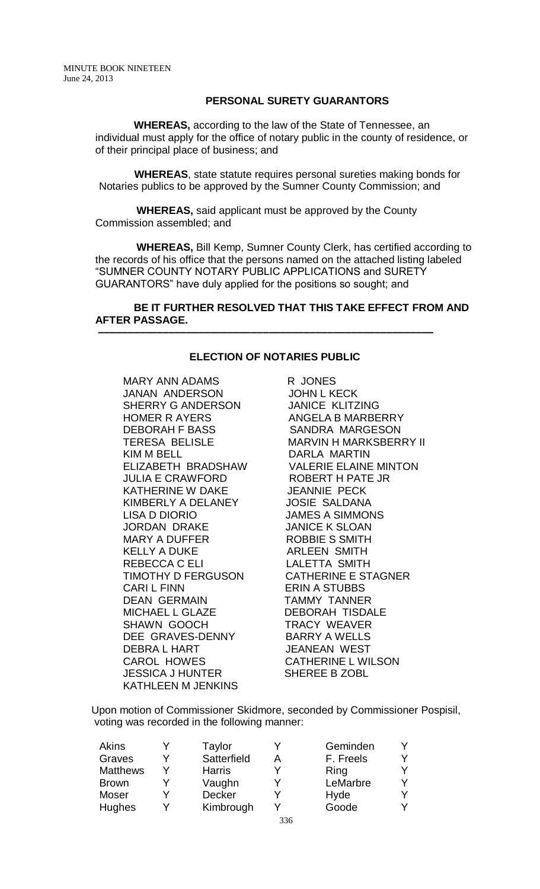**PERSONAL SURETY GUARANTORS**

**WHEREAS,** according to the law of the State of Tennessee, an individual must apply for the office of notary public in the county of residence, or of their principal place of business; and

**WHEREAS**, state statute requires personal sureties making bonds for Notaries publics to be approved by the Sumner County Commission; and

**WHEREAS,** said applicant must be approved by the County Commission assembled; and

**WHEREAS,** Bill Kemp, Sumner County Clerk, has certified according to the records of his office that the persons named on the attached listing labeled "SUMNER COUNTY NOTARY PUBLIC APPLICATIONS and SURETY GUARANTORS" have duly applied for the positions so sought; and

**BE IT FURTHER RESOLVED THAT THIS TAKE EFFECT FROM AND AFTER PASSAGE.**

---

**ELECTION OF NOTARIES PUBLIC**

MARY ANN ADAMS
JANAN ANDERSON
SHERRY G ANDERSON
HOMER R AYERS
DEBORAH F BASS
TERESA BELISLE
KIM M BELL
ELIZABETH BRADSHAW
JULIA E CRAWFORD
KATHERINE W DAKE
KIMBERLY A DELANEY
LISA D DIORIO
JORDAN DRAKE
MARY A DUFFER
KELLY A DUKE
REBECCA C ELI
TIMOTHY D FERGUSON
CARI L FINN
DEAN GERMAIN
MICHAEL L GLAZE
SHAWN GOOCH
DEE GRAVES-DENNY
DEBRA L HART
CAROL HOWES
JESSICA J HUNTER
KATHLEEN M JENKINS
R JONES
JOHN L KECK
JANICE KLITZING
ANGELA B MARBERRY
SANDRA MARGESON
MARVIN H MARKSBERRY II
DARLA MARTIN
VALERIE ELAINE MINTON
ROBERT H PATE JR
JEANNIE PECK
JOSIE SALDANA
JAMES A SIMMONS
JANICE K SLOAN
ROBBIE S SMITH
ARLEEN SMITH
LALETTA SMITH
CATHERINE E STAGNER
ERIN A STUBBS
TAMMY TANNER
DEBORAH TISDALE
TRACY WEAVER
BARRY A WELLS
JEANEAN WEST
CATHERINE L WILSON
SHEREE B ZOBL

Upon motion of Commissioner Skidmore, seconded by Commissioner Pospisil, voting was recorded in the following manner:

| | | | | | |
|---|---|---|---|---|---|
| Akins | Y | Taylor | Y | Geminden | Y |
| Graves | Y | Satterfield | A | F. Freels | Y |
| Matthews | Y | Harris | Y | Ring | Y |
| Brown | Y | Vaughn | Y | LeMarbre | Y |
| Moser | Y | Decker | Y | Hyde | Y |
| Hughes | Y | Kimbrough | Y | Goode | Y |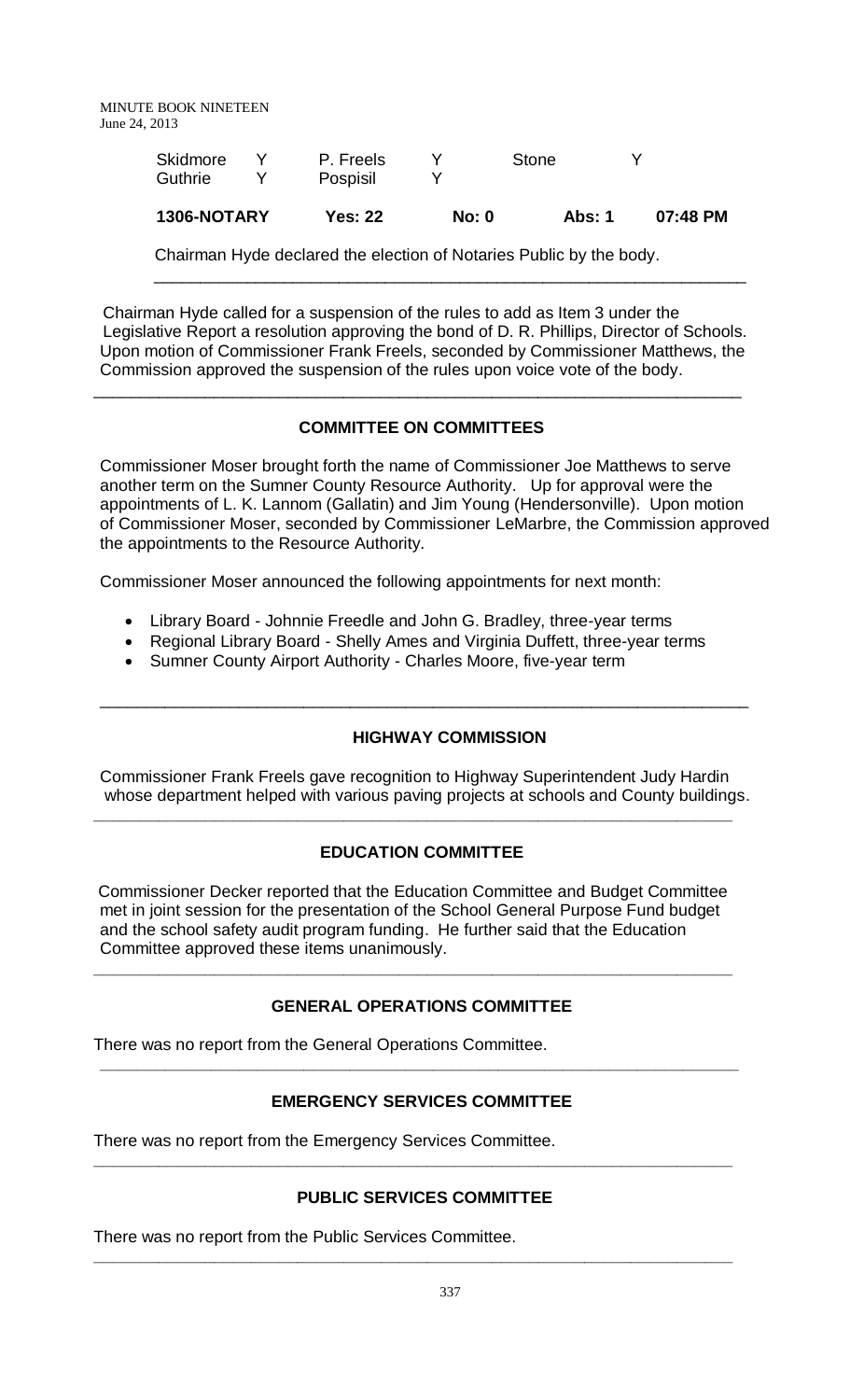| | | | | | |
|---|---|---|---|---|---|
| Skidmore | Y | P. Freels | Y | Stone | Y |
| Guthrie | Y | Pospisil | Y | | |

**1306-NOTARY Yes: 22 No: 0 Abs: 1 07:48 PM**

Chairman Hyde declared the election of Notaries Public by the body.

---

Chairman Hyde called for a suspension of the rules to add as Item 3 under the Legislative Report a resolution approving the bond of D. R. Phillips, Director of Schools. Upon motion of Commissioner Frank Freels, seconded by Commissioner Matthews, the Commission approved the suspension of the rules upon voice vote of the body.

---

## COMMITTEE ON COMMITTEES

Commissioner Moser brought forth the name of Commissioner Joe Matthews to serve another term on the Sumner County Resource Authority. Up for approval were the appointments of L. K. Lannom (Gallatin) and Jim Young (Hendersonville). Upon motion of Commissioner Moser, seconded by Commissioner LeMarbre, the Commission approved the appointments to the Resource Authority.

Commissioner Moser announced the following appointments for next month:

- Library Board - Johnnie Freedle and John G. Bradley, three-year terms
- Regional Library Board - Shelly Ames and Virginia Duffett, three-year terms
- Sumner County Airport Authority - Charles Moore, five-year term

---

## HIGHWAY COMMISSION

Commissioner Frank Freels gave recognition to Highway Superintendent Judy Hardin whose department helped with various paving projects at schools and County buildings.

---

## EDUCATION COMMITTEE

Commissioner Decker reported that the Education Committee and Budget Committee met in joint session for the presentation of the School General Purpose Fund budget and the school safety audit program funding. He further said that the Education Committee approved these items unanimously.

---

## GENERAL OPERATIONS COMMITTEE

There was no report from the General Operations Committee.

---

## EMERGENCY SERVICES COMMITTEE

There was no report from the Emergency Services Committee.

---

## PUBLIC SERVICES COMMITTEE

There was no report from the Public Services Committee.

---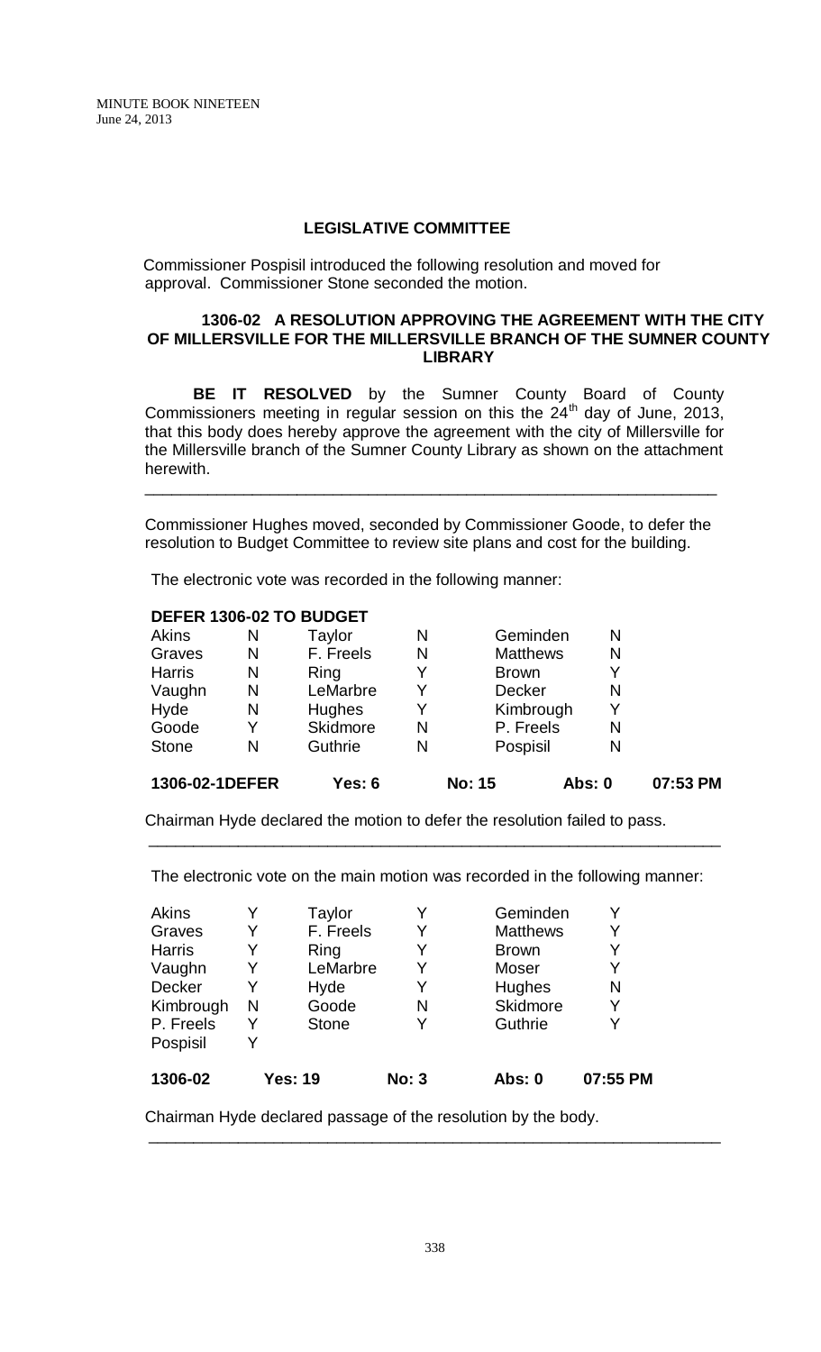## LEGISLATIVE COMMITTEE

Commissioner Pospisil introduced the following resolution and moved for approval. Commissioner Stone seconded the motion.

### 1306-02 A RESOLUTION APPROVING THE AGREEMENT WITH THE CITY OF MILLERSVILLE FOR THE MILLERSVILLE BRANCH OF THE SUMNER COUNTY LIBRARY

**BE IT RESOLVED** by the Sumner County Board of County Commissioners meeting in regular session on this the 24th day of June, 2013, that this body does hereby approve the agreement with the city of Millersville for the Millersville branch of the Sumner County Library as shown on the attachment herewith.

---

Commissioner Hughes moved, seconded by Commissioner Goode, to defer the resolution to Budget Committee to review site plans and cost for the building.

The electronic vote was recorded in the following manner:

**DEFER 1306-02 TO BUDGET**

| | | | | | |
|---|---|---|---|---|---|
| Akins | N | Taylor | N | Geminden | N |
| Graves | N | F. Freels | N | Matthews | N |
| Harris | N | Ring | Y | Brown | Y |
| Vaughn | N | LeMarbre | Y | Decker | N |
| Hyde | N | Hughes | Y | Kimbrough | Y |
| Goode | Y | Skidmore | N | P. Freels | N |
| Stone | N | Guthrie | N | Pospisil | N |

**1306-02-1DEFER Yes: 6 No: 15 Abs: 0 07:53 PM**

Chairman Hyde declared the motion to defer the resolution failed to pass.

---

The electronic vote on the main motion was recorded in the following manner:

| | | | | | |
|---|---|---|---|---|---|
| Akins | Y | Taylor | Y | Geminden | Y |
| Graves | Y | F. Freels | Y | Matthews | Y |
| Harris | Y | Ring | Y | Brown | Y |
| Vaughn | Y | LeMarbre | Y | Moser | Y |
| Decker | Y | Hyde | Y | Hughes | N |
| Kimbrough | N | Goode | N | Skidmore | Y |
| P. Freels | Y | Stone | Y | Guthrie | Y |
| Pospisil | Y | | | | |

**1306-02 Yes: 19 No: 3 Abs: 0 07:55 PM**

Chairman Hyde declared passage of the resolution by the body.

---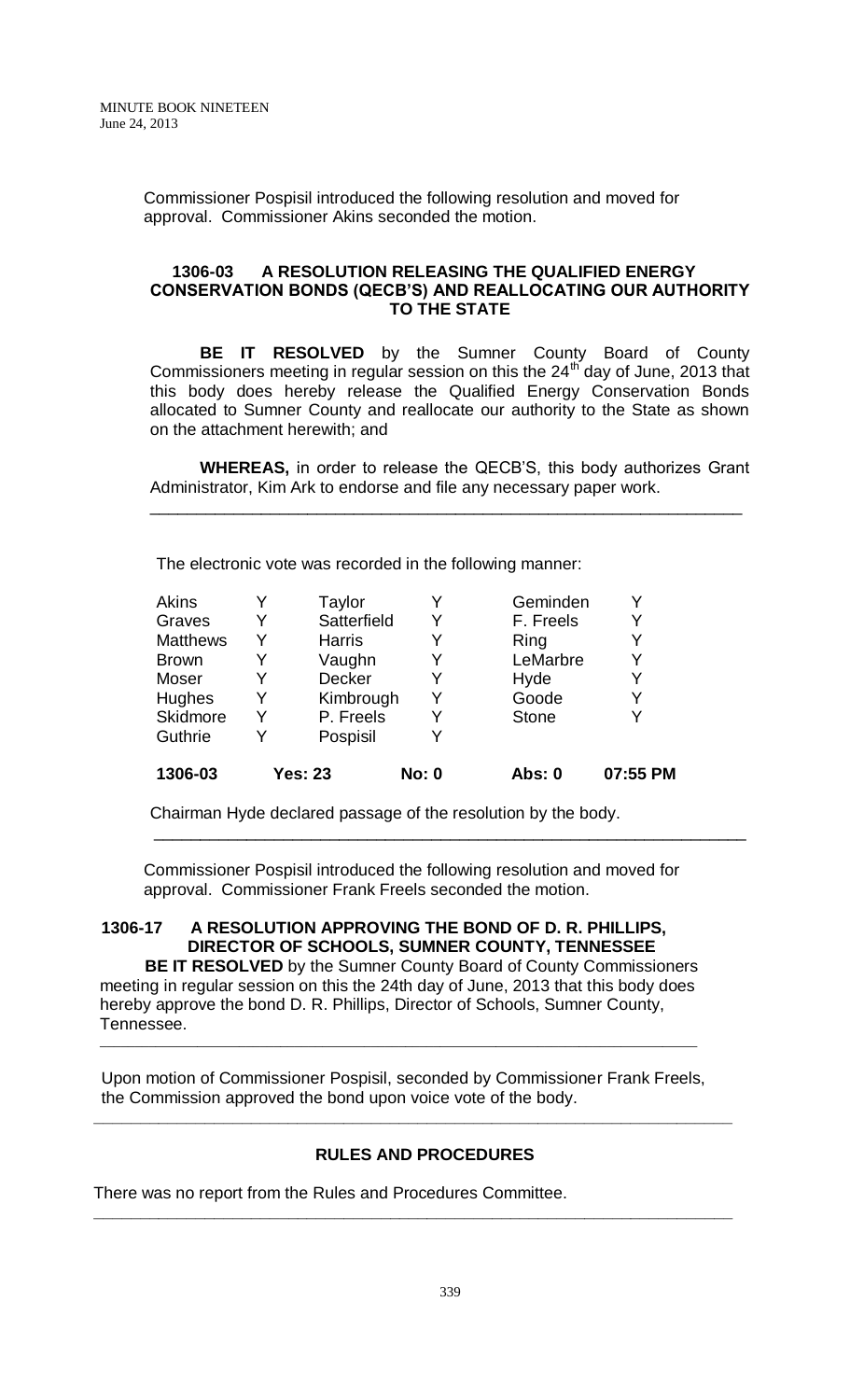Commissioner Pospisil introduced the following resolution and moved for approval. Commissioner Akins seconded the motion.

**1306-03 A RESOLUTION RELEASING THE QUALIFIED ENERGY CONSERVATION BONDS (QECB'S) AND REALLOCATING OUR AUTHORITY TO THE STATE**

**BE IT RESOLVED** by the Sumner County Board of County Commissioners meeting in regular session on this the 24th day of June, 2013 that this body does hereby release the Qualified Energy Conservation Bonds allocated to Sumner County and reallocate our authority to the State as shown on the attachment herewith; and

**WHEREAS,** in order to release the QECB'S, this body authorizes Grant Administrator, Kim Ark to endorse and file any necessary paper work.

---

The electronic vote was recorded in the following manner:

| | | | | | | |
|---|---|---|---|---|---|---|
| Akins | Y | Taylor | Y | Geminden | Y | |
| Graves | Y | Satterfield | Y | F. Freels | Y | |
| Matthews | Y | Harris | Y | Ring | Y | |
| Brown | Y | Vaughn | Y | LeMarbre | Y | |
| Moser | Y | Decker | Y | Hyde | Y | |
| Hughes | Y | Kimbrough | Y | Goode | Y | |
| Skidmore | Y | P. Freels | Y | Stone | Y | |
| Guthrie | Y | Pospisil | Y | | | |
| **1306-03** | **Yes: 23** | | **No: 0** | **Abs: 0** | | **07:55 PM** |

Chairman Hyde declared passage of the resolution by the body.

---

Commissioner Pospisil introduced the following resolution and moved for approval. Commissioner Frank Freels seconded the motion.

**1306-17 A RESOLUTION APPROVING THE BOND OF D. R. PHILLIPS, DIRECTOR OF SCHOOLS, SUMNER COUNTY, TENNESSEE**

**BE IT RESOLVED** by the Sumner County Board of County Commissioners meeting in regular session on this the 24th day of June, 2013 that this body does hereby approve the bond D. R. Phillips, Director of Schools, Sumner County, Tennessee.

---

Upon motion of Commissioner Pospisil, seconded by Commissioner Frank Freels, the Commission approved the bond upon voice vote of the body.

---

## RULES AND PROCEDURES

There was no report from the Rules and Procedures Committee.

---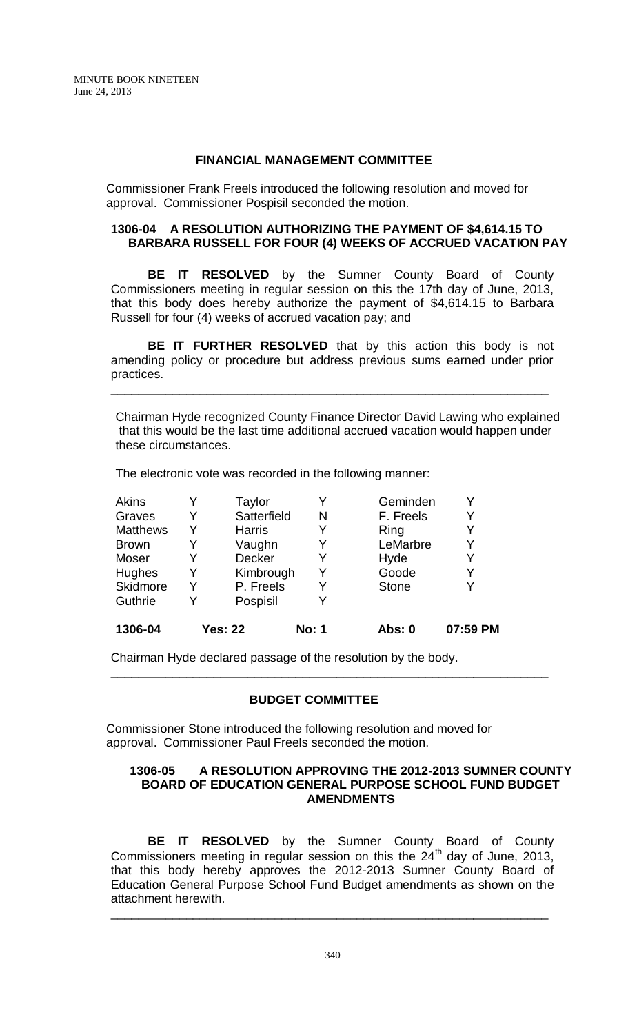## FINANCIAL MANAGEMENT COMMITTEE

Commissioner Frank Freels introduced the following resolution and moved for approval. Commissioner Pospisil seconded the motion.

### 1306-04 A RESOLUTION AUTHORIZING THE PAYMENT OF $4,614.15 TO BARBARA RUSSELL FOR FOUR (4) WEEKS OF ACCRUED VACATION PAY

**BE IT RESOLVED** by the Sumner County Board of County Commissioners meeting in regular session on this the 17th day of June, 2013, that this body does hereby authorize the payment of $4,614.15 to Barbara Russell for four (4) weeks of accrued vacation pay; and

**BE IT FURTHER RESOLVED** that by this action this body is not amending policy or procedure but address previous sums earned under prior practices.

---

Chairman Hyde recognized County Finance Director David Lawing who explained that this would be the last time additional accrued vacation would happen under these circumstances.

The electronic vote was recorded in the following manner:

| | | | | | |
|---|---|---|---|---|---|
| Akins | Y | Taylor | Y | Geminden | Y |
| Graves | Y | Satterfield | N | F. Freels | Y |
| Matthews | Y | Harris | Y | Ring | Y |
| Brown | Y | Vaughn | Y | LeMarbre | Y |
| Moser | Y | Decker | Y | Hyde | Y |
| Hughes | Y | Kimbrough | Y | Goode | Y |
| Skidmore | Y | P. Freels | Y | Stone | Y |
| Guthrie | Y | Pospisil | Y | | |

**1306-04 Yes: 22 No: 1 Abs: 0 07:59 PM**

Chairman Hyde declared passage of the resolution by the body.

---

## BUDGET COMMITTEE

Commissioner Stone introduced the following resolution and moved for approval. Commissioner Paul Freels seconded the motion.

### 1306-05 A RESOLUTION APPROVING THE 2012-2013 SUMNER COUNTY BOARD OF EDUCATION GENERAL PURPOSE SCHOOL FUND BUDGET AMENDMENTS

**BE IT RESOLVED** by the Sumner County Board of County Commissioners meeting in regular session on this the 24th day of June, 2013, that this body hereby approves the 2012-2013 Sumner County Board of Education General Purpose School Fund Budget amendments as shown on the attachment herewith.

---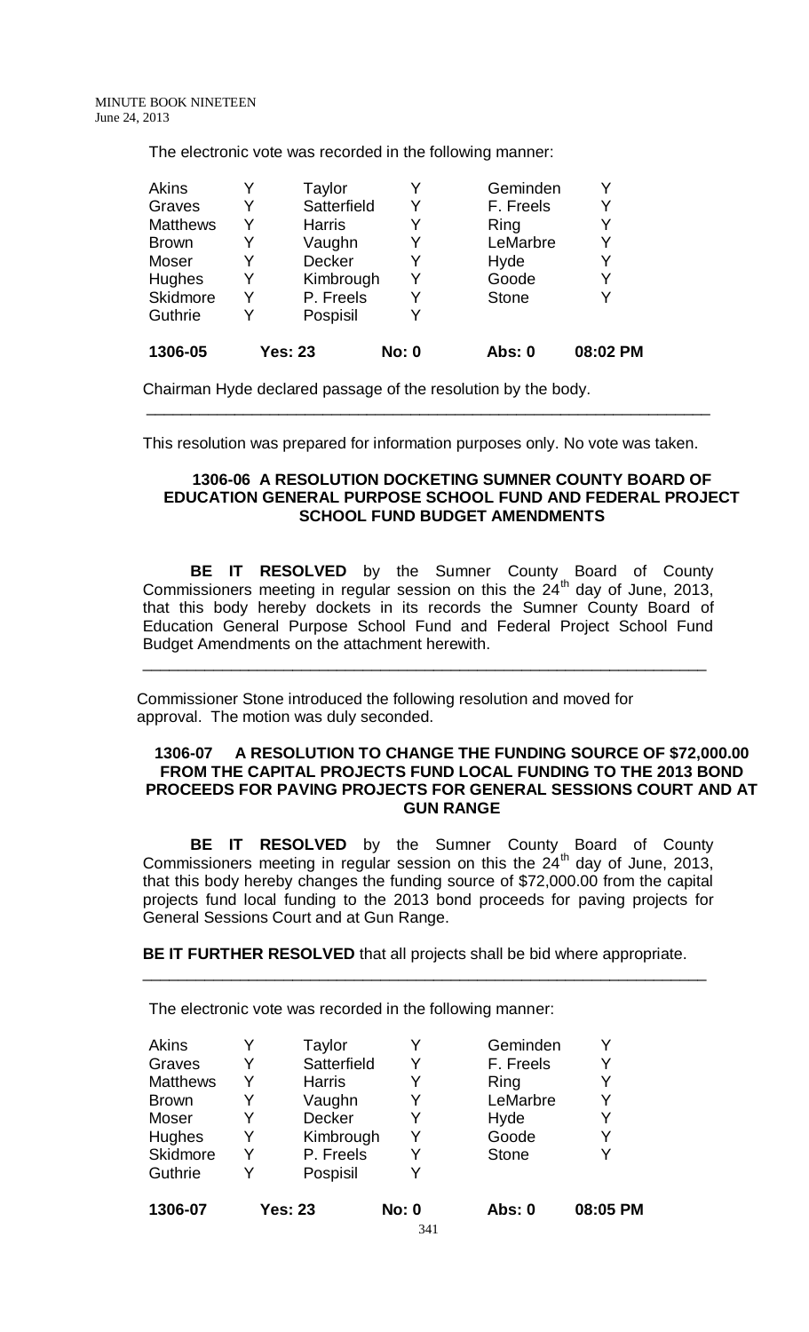The electronic vote was recorded in the following manner:

| | | | | | |
|---|---|---|---|---|---|
| Akins | Y | Taylor | Y | Geminden | Y |
| Graves | Y | Satterfield | Y | F. Freels | Y |
| Matthews | Y | Harris | Y | Ring | Y |
| Brown | Y | Vaughn | Y | LeMarbre | Y |
| Moser | Y | Decker | Y | Hyde | Y |
| Hughes | Y | Kimbrough | Y | Goode | Y |
| Skidmore | Y | P. Freels | Y | Stone | Y |
| Guthrie | Y | Pospisil | Y | | |
| **1306-05** | **Yes: 23** | | **No: 0** | **Abs: 0** | **08:02 PM** |

Chairman Hyde declared passage of the resolution by the body.

---

This resolution was prepared for information purposes only. No vote was taken.

### 1306-06 A RESOLUTION DOCKETING SUMNER COUNTY BOARD OF EDUCATION GENERAL PURPOSE SCHOOL FUND AND FEDERAL PROJECT SCHOOL FUND BUDGET AMENDMENTS

**BE IT RESOLVED** by the Sumner County Board of County Commissioners meeting in regular session on this the 24th day of June, 2013, that this body hereby dockets in its records the Sumner County Board of Education General Purpose School Fund and Federal Project School Fund Budget Amendments on the attachment herewith.

---

Commissioner Stone introduced the following resolution and moved for approval. The motion was duly seconded.

### 1306-07 A RESOLUTION TO CHANGE THE FUNDING SOURCE OF $72,000.00 FROM THE CAPITAL PROJECTS FUND LOCAL FUNDING TO THE 2013 BOND PROCEEDS FOR PAVING PROJECTS FOR GENERAL SESSIONS COURT AND AT GUN RANGE

**BE IT RESOLVED** by the Sumner County Board of County Commissioners meeting in regular session on this the 24th day of June, 2013, that this body hereby changes the funding source of $72,000.00 from the capital projects fund local funding to the 2013 bond proceeds for paving projects for General Sessions Court and at Gun Range.

**BE IT FURTHER RESOLVED** that all projects shall be bid where appropriate.

---

The electronic vote was recorded in the following manner:

| | | | | | |
|---|---|---|---|---|---|
| Akins | Y | Taylor | Y | Geminden | Y |
| Graves | Y | Satterfield | Y | F. Freels | Y |
| Matthews | Y | Harris | Y | Ring | Y |
| Brown | Y | Vaughn | Y | LeMarbre | Y |
| Moser | Y | Decker | Y | Hyde | Y |
| Hughes | Y | Kimbrough | Y | Goode | Y |
| Skidmore | Y | P. Freels | Y | Stone | Y |
| Guthrie | Y | Pospisil | Y | | |
| **1306-07** | **Yes: 23** | | **No: 0** | **Abs: 0** | **08:05 PM** |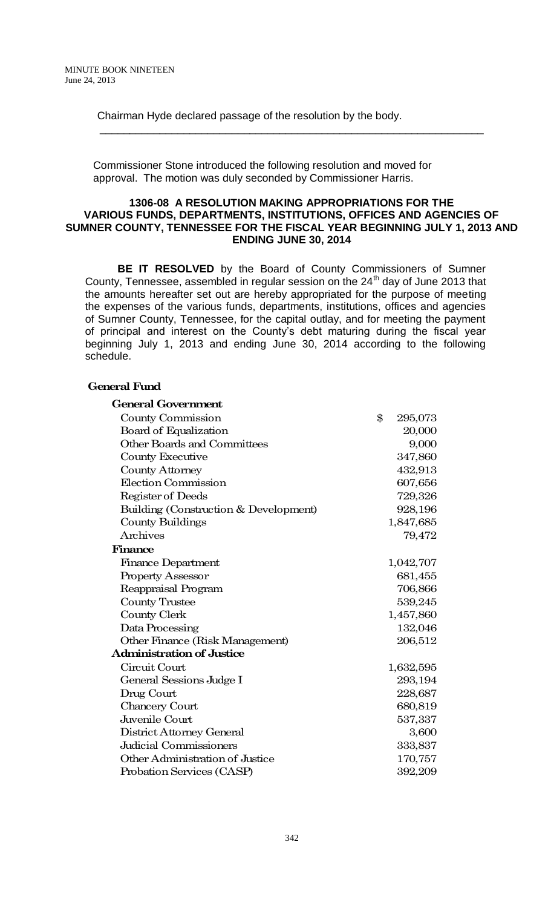Chairman Hyde declared passage of the resolution by the body.

---

Commissioner Stone introduced the following resolution and moved for approval. The motion was duly seconded by Commissioner Harris.

**1306-08 A RESOLUTION MAKING APPROPRIATIONS FOR THE VARIOUS FUNDS, DEPARTMENTS, INSTITUTIONS, OFFICES AND AGENCIES OF SUMNER COUNTY, TENNESSEE FOR THE FISCAL YEAR BEGINNING JULY 1, 2013 AND ENDING JUNE 30, 2014**

**BE IT RESOLVED** by the Board of County Commissioners of Sumner County, Tennessee, assembled in regular session on the 24th day of June 2013 that the amounts hereafter set out are hereby appropriated for the purpose of meeting the expenses of the various funds, departments, institutions, offices and agencies of Sumner County, Tennessee, for the capital outlay, and for meeting the payment of principal and interest on the County's debt maturing during the fiscal year beginning July 1, 2013 and ending June 30, 2014 according to the following schedule.

**General Fund**

| | |
|---|---|
| **General Government** | |
| County Commission | $ 295,073 |
| Board of Equalization | 20,000 |
| Other Boards and Committees | 9,000 |
| County Executive | 347,860 |
| County Attorney | 432,913 |
| Election Commission | 607,656 |
| Register of Deeds | 729,326 |
| Building (Construction & Development) | 928,196 |
| County Buildings | 1,847,685 |
| Archives | 79,472 |
| **Finance** | |
| Finance Department | 1,042,707 |
| Property Assessor | 681,455 |
| Reappraisal Program | 706,866 |
| County Trustee | 539,245 |
| County Clerk | 1,457,860 |
| Data Processing | 132,046 |
| Other Finance (Risk Management) | 206,512 |
| **Administration of Justice** | |
| Circuit Court | 1,632,595 |
| General Sessions Judge I | 293,194 |
| Drug Court | 228,687 |
| Chancery Court | 680,819 |
| Juvenile Court | 537,337 |
| District Attorney General | 3,600 |
| Judicial Commissioners | 333,837 |
| Other Administration of Justice | 170,757 |
| Probation Services (CASP) | 392,209 |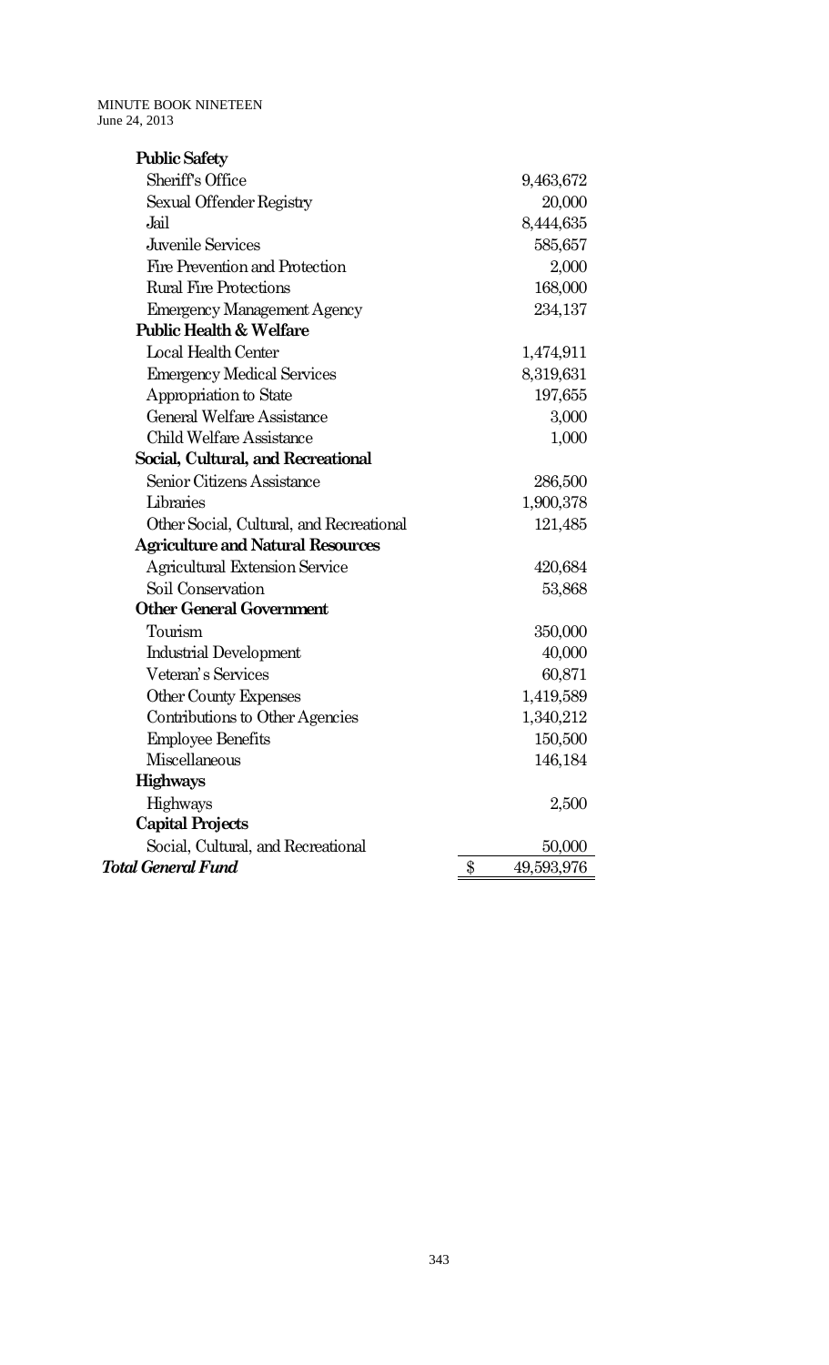| | |
|---|---|
| **Public Safety** | |
| Sheriff's Office | 9,463,672 |
| Sexual Offender Registry | 20,000 |
| Jail | 8,444,635 |
| Juvenile Services | 585,657 |
| Fire Prevention and Protection | 2,000 |
| Rural Fire Protections | 168,000 |
| Emergency Management Agency | 234,137 |
| **Public Health & Welfare** | |
| Local Health Center | 1,474,911 |
| Emergency Medical Services | 8,319,631 |
| Appropriation to State | 197,655 |
| General Welfare Assistance | 3,000 |
| Child Welfare Assistance | 1,000 |
| **Social, Cultural, and Recreational** | |
| Senior Citizens Assistance | 286,500 |
| Libraries | 1,900,378 |
| Other Social, Cultural, and Recreational | 121,485 |
| **Agriculture and Natural Resources** | |
| Agricultural Extension Service | 420,684 |
| Soil Conservation | 53,868 |
| **Other General Government** | |
| Tourism | 350,000 |
| Industrial Development | 40,000 |
| Veteran's Services | 60,871 |
| Other County Expenses | 1,419,589 |
| Contributions to Other Agencies | 1,340,212 |
| Employee Benefits | 150,500 |
| Miscellaneous | 146,184 |
| **Highways** | |
| Highways | 2,500 |
| **Capital Projects** | |
| Social, Cultural, and Recreational | 50,000 |
| ***Total General Fund*** | $ 49,593,976 |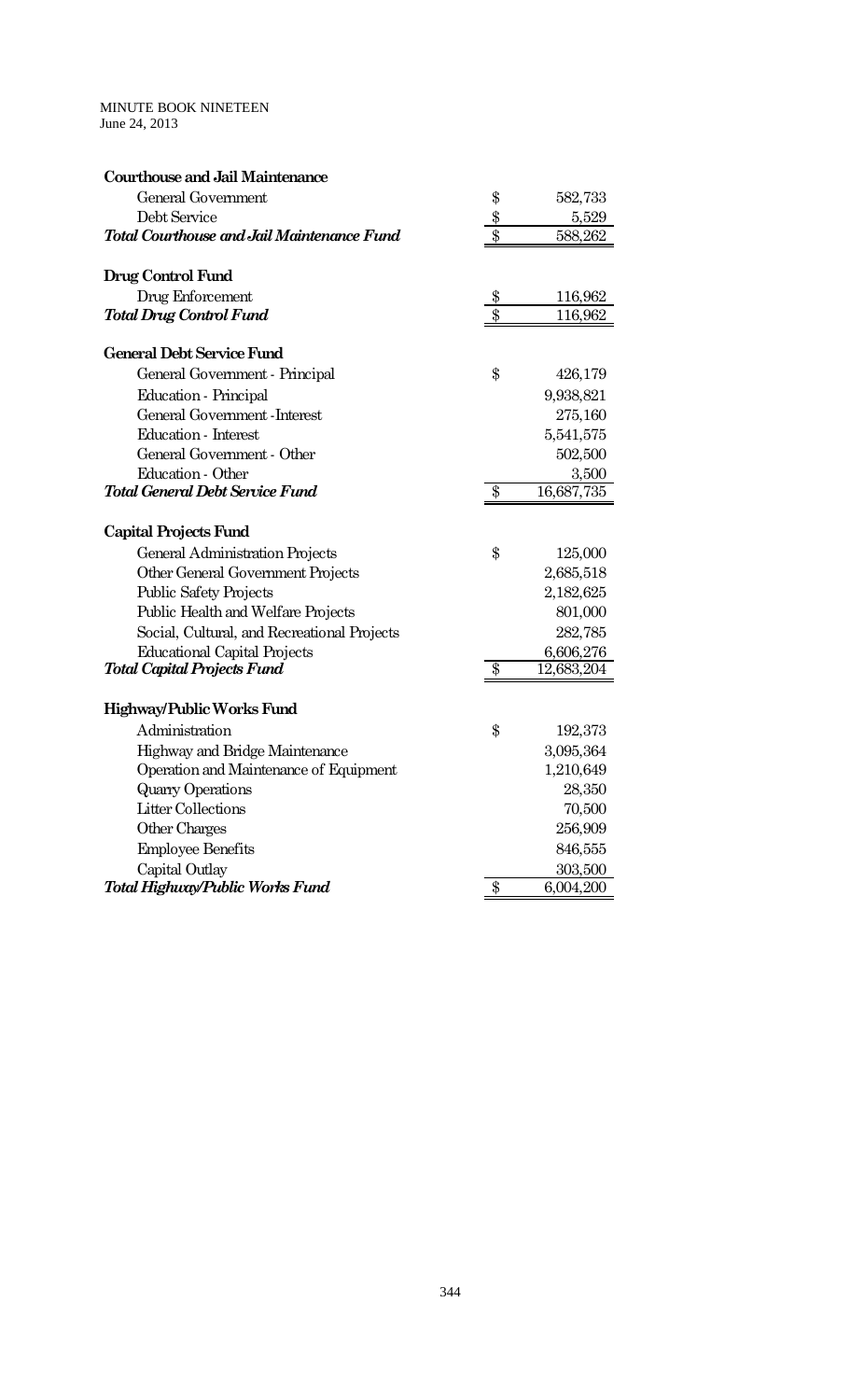| | | |
|---|---|---|
| **Courthouse and Jail Maintenance** | | |
| General Government | $ | 582,733 |
| Debt Service | $ | 5,529 |
| ***Total Courthouse and Jail Maintenance Fund*** | $ | 588,262 |
| | | |
| **Drug Control Fund** | | |
| Drug Enforcement | $ | 116,962 |
| ***Total Drug Control Fund*** | $ | 116,962 |
| | | |
| **General Debt Service Fund** | | |
| General Government - Principal | $ | 426,179 |
| Education - Principal | | 9,938,821 |
| General Government -Interest | | 275,160 |
| Education - Interest | | 5,541,575 |
| General Government - Other | | 502,500 |
| Education - Other | | 3,500 |
| ***Total General Debt Service Fund*** | $ | 16,687,735 |
| | | |
| **Capital Projects Fund** | | |
| General Administration Projects | $ | 125,000 |
| Other General Government Projects | | 2,685,518 |
| Public Safety Projects | | 2,182,625 |
| Public Health and Welfare Projects | | 801,000 |
| Social, Cultural, and Recreational Projects | | 282,785 |
| Educational Capital Projects | | 6,606,276 |
| ***Total Capital Projects Fund*** | $ | 12,683,204 |
| | | |
| **Highway/Public Works Fund** | | |
| Administration | $ | 192,373 |
| Highway and Bridge Maintenance | | 3,095,364 |
| Operation and Maintenance of Equipment | | 1,210,649 |
| Quarry Operations | | 28,350 |
| Litter Collections | | 70,500 |
| Other Charges | | 256,909 |
| Employee Benefits | | 846,555 |
| Capital Outlay | | 303,500 |
| ***Total Highway/Public Works Fund*** | $ | 6,004,200 |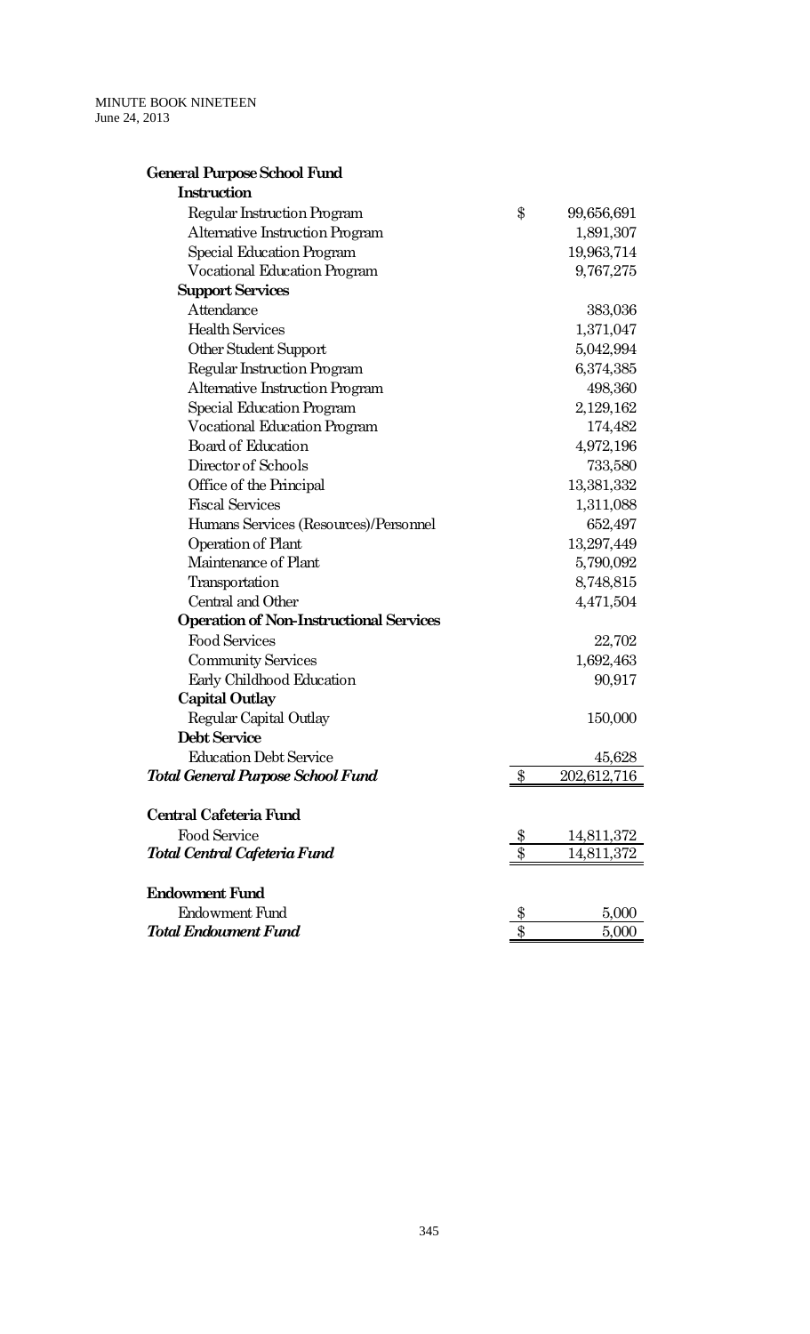| | |
|---|---|
| **General Purpose School Fund** | |
| **Instruction** | |
| Regular Instruction Program | $ 99,656,691 |
| Alternative Instruction Program | 1,891,307 |
| Special Education Program | 19,963,714 |
| Vocational Education Program | 9,767,275 |
| **Support Services** | |
| Attendance | 383,036 |
| Health Services | 1,371,047 |
| Other Student Support | 5,042,994 |
| Regular Instruction Program | 6,374,385 |
| Alternative Instruction Program | 498,360 |
| Special Education Program | 2,129,162 |
| Vocational Education Program | 174,482 |
| Board of Education | 4,972,196 |
| Director of Schools | 733,580 |
| Office of the Principal | 13,381,332 |
| Fiscal Services | 1,311,088 |
| Humans Services (Resources)/Personnel | 652,497 |
| Operation of Plant | 13,297,449 |
| Maintenance of Plant | 5,790,092 |
| Transportation | 8,748,815 |
| Central and Other | 4,471,504 |
| **Operation of Non-Instructional Services** | |
| Food Services | 22,702 |
| Community Services | 1,692,463 |
| Early Childhood Education | 90,917 |
| **Capital Outlay** | |
| Regular Capital Outlay | 150,000 |
| **Debt Service** | |
| Education Debt Service | 45,628 |
| ***Total General Purpose School Fund*** | $ 202,612,716 |
| | |
| **Central Cafeteria Fund** | |
| Food Service | $ 14,811,372 |
| ***Total Central Cafeteria Fund*** | $ 14,811,372 |
| | |
| **Endowment Fund** | |
| Endowment Fund | $ 5,000 |
| ***Total Endowment Fund*** | $ 5,000 |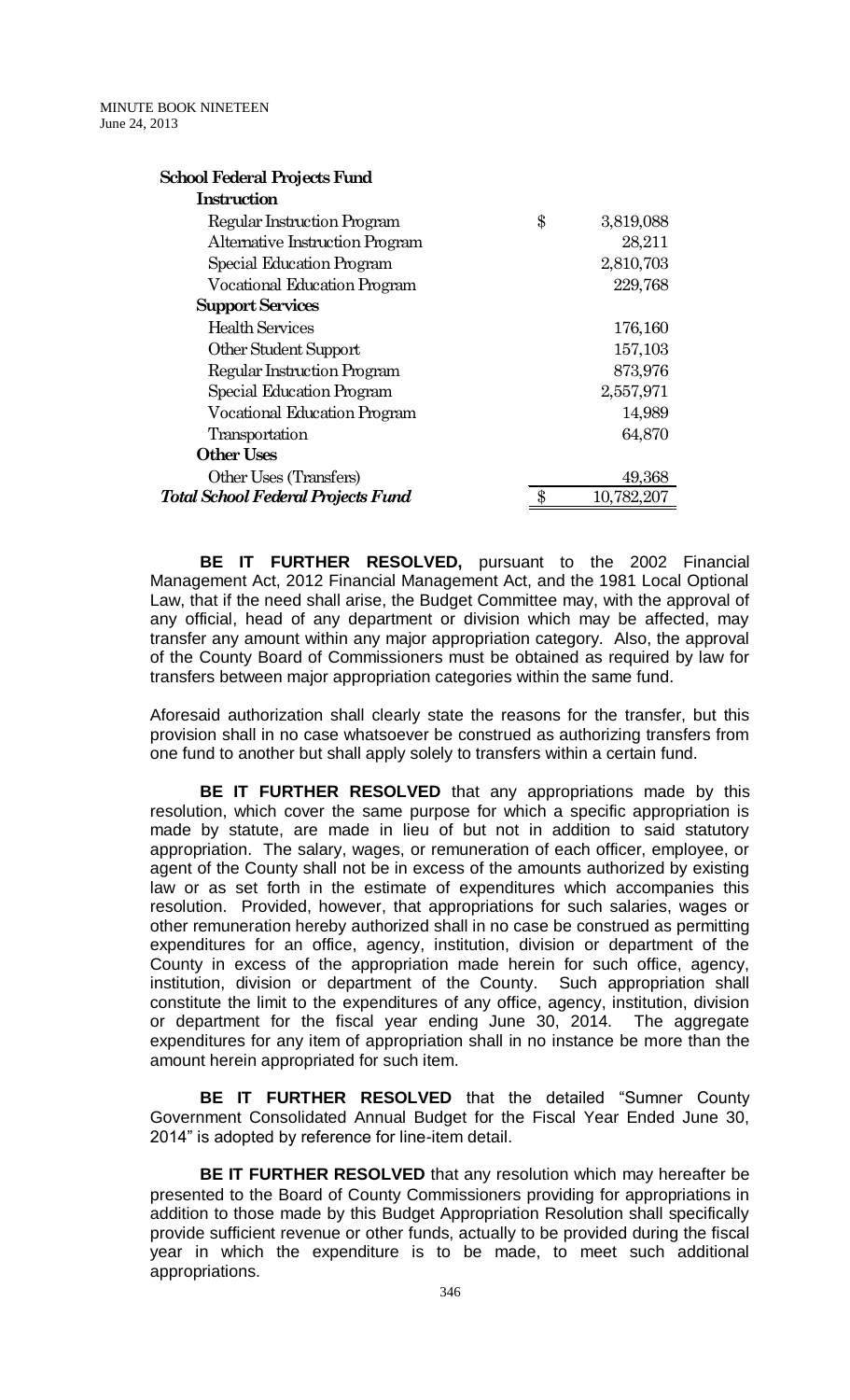| | | |
|---|---|---|
| **School Federal Projects Fund** | | |
| **Instruction** | | |
| Regular Instruction Program | $ | 3,819,088 |
| Alternative Instruction Program | | 28,211 |
| Special Education Program | | 2,810,703 |
| Vocational Education Program | | 229,768 |
| **Support Services** | | |
| Health Services | | 176,160 |
| Other Student Support | | 157,103 |
| Regular Instruction Program | | 873,976 |
| Special Education Program | | 2,557,971 |
| Vocational Education Program | | 14,989 |
| Transportation | | 64,870 |
| **Other Uses** | | |
| Other Uses (Transfers) | | 49,368 |
| ***Total School Federal Projects Fund*** | $ | 10,782,207 |

**BE IT FURTHER RESOLVED,** pursuant to the 2002 Financial Management Act, 2012 Financial Management Act, and the 1981 Local Optional Law, that if the need shall arise, the Budget Committee may, with the approval of any official, head of any department or division which may be affected, may transfer any amount within any major appropriation category. Also, the approval of the County Board of Commissioners must be obtained as required by law for transfers between major appropriation categories within the same fund.

Aforesaid authorization shall clearly state the reasons for the transfer, but this provision shall in no case whatsoever be construed as authorizing transfers from one fund to another but shall apply solely to transfers within a certain fund.

**BE IT FURTHER RESOLVED** that any appropriations made by this resolution, which cover the same purpose for which a specific appropriation is made by statute, are made in lieu of but not in addition to said statutory appropriation. The salary, wages, or remuneration of each officer, employee, or agent of the County shall not be in excess of the amounts authorized by existing law or as set forth in the estimate of expenditures which accompanies this resolution. Provided, however, that appropriations for such salaries, wages or other remuneration hereby authorized shall in no case be construed as permitting expenditures for an office, agency, institution, division or department of the County in excess of the appropriation made herein for such office, agency, institution, division or department of the County. Such appropriation shall constitute the limit to the expenditures of any office, agency, institution, division or department for the fiscal year ending June 30, 2014. The aggregate expenditures for any item of appropriation shall in no instance be more than the amount herein appropriated for such item.

**BE IT FURTHER RESOLVED** that the detailed "Sumner County Government Consolidated Annual Budget for the Fiscal Year Ended June 30, 2014" is adopted by reference for line-item detail.

**BE IT FURTHER RESOLVED** that any resolution which may hereafter be presented to the Board of County Commissioners providing for appropriations in addition to those made by this Budget Appropriation Resolution shall specifically provide sufficient revenue or other funds, actually to be provided during the fiscal year in which the expenditure is to be made, to meet such additional appropriations.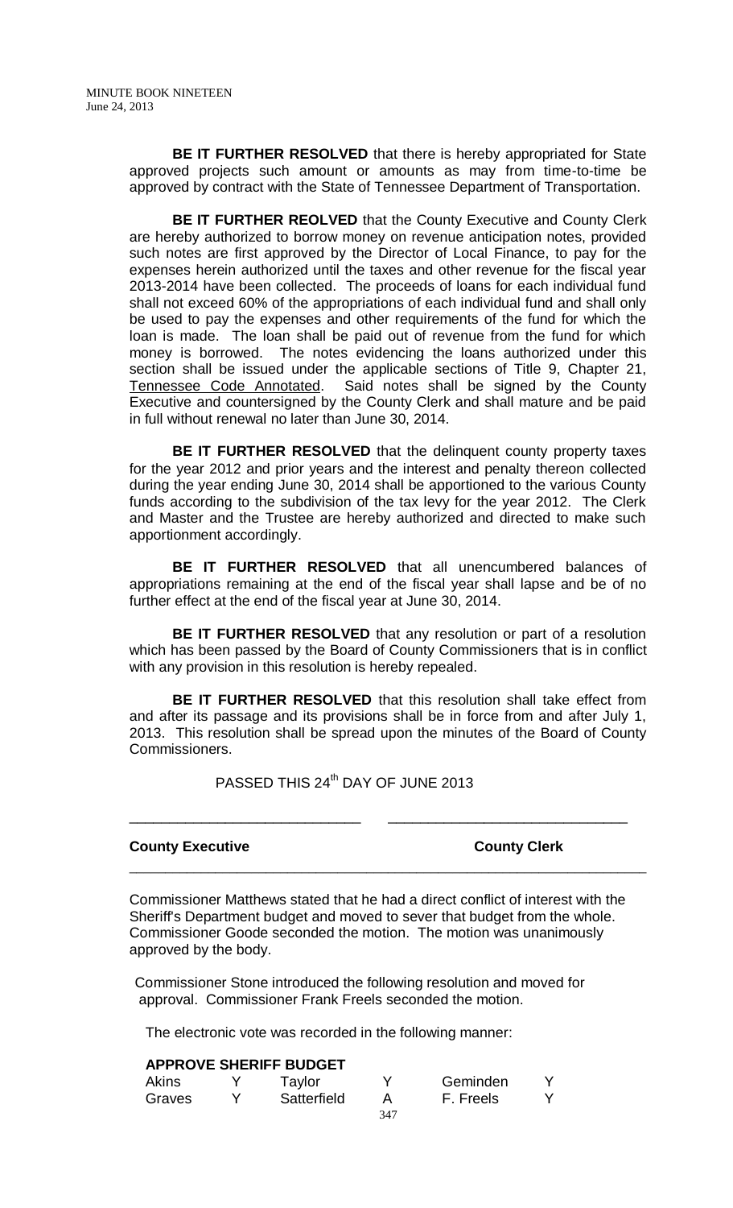**BE IT FURTHER RESOLVED** that there is hereby appropriated for State approved projects such amount or amounts as may from time-to-time be approved by contract with the State of Tennessee Department of Transportation.

**BE IT FURTHER REOLVED** that the County Executive and County Clerk are hereby authorized to borrow money on revenue anticipation notes, provided such notes are first approved by the Director of Local Finance, to pay for the expenses herein authorized until the taxes and other revenue for the fiscal year 2013-2014 have been collected. The proceeds of loans for each individual fund shall not exceed 60% of the appropriations of each individual fund and shall only be used to pay the expenses and other requirements of the fund for which the loan is made. The loan shall be paid out of revenue from the fund for which money is borrowed. The notes evidencing the loans authorized under this section shall be issued under the applicable sections of Title 9, Chapter 21, Tennessee Code Annotated. Said notes shall be signed by the County Executive and countersigned by the County Clerk and shall mature and be paid in full without renewal no later than June 30, 2014.

**BE IT FURTHER RESOLVED** that the delinquent county property taxes for the year 2012 and prior years and the interest and penalty thereon collected during the year ending June 30, 2014 shall be apportioned to the various County funds according to the subdivision of the tax levy for the year 2012. The Clerk and Master and the Trustee are hereby authorized and directed to make such apportionment accordingly.

**BE IT FURTHER RESOLVED** that all unencumbered balances of appropriations remaining at the end of the fiscal year shall lapse and be of no further effect at the end of the fiscal year at June 30, 2014.

**BE IT FURTHER RESOLVED** that any resolution or part of a resolution which has been passed by the Board of County Commissioners that is in conflict with any provision in this resolution is hereby repealed.

**BE IT FURTHER RESOLVED** that this resolution shall take effect from and after its passage and its provisions shall be in force from and after July 1, 2013. This resolution shall be spread upon the minutes of the Board of County Commissioners.

PASSED THIS 24th DAY OF JUNE 2013

\_\_\_\_\_\_\_\_\_\_\_\_\_\_\_\_\_\_\_\_\_\_\_\_\_\_\_\_ \_\_\_\_\_\_\_\_\_\_\_\_\_\_\_\_\_\_\_\_\_\_\_\_\_\_\_\_

**County Executive** **County Clerk**

Commissioner Matthews stated that he had a direct conflict of interest with the Sheriff's Department budget and moved to sever that budget from the whole. Commissioner Goode seconded the motion. The motion was unanimously approved by the body.

Commissioner Stone introduced the following resolution and moved for approval. Commissioner Frank Freels seconded the motion.

The electronic vote was recorded in the following manner:

**APPROVE SHERIFF BUDGET**

| | | | | | |
|---|---|---|---|---|---|
| Akins | Y | Taylor | Y | Geminden | Y |
| Graves | Y | Satterfield | A | F. Freels | Y |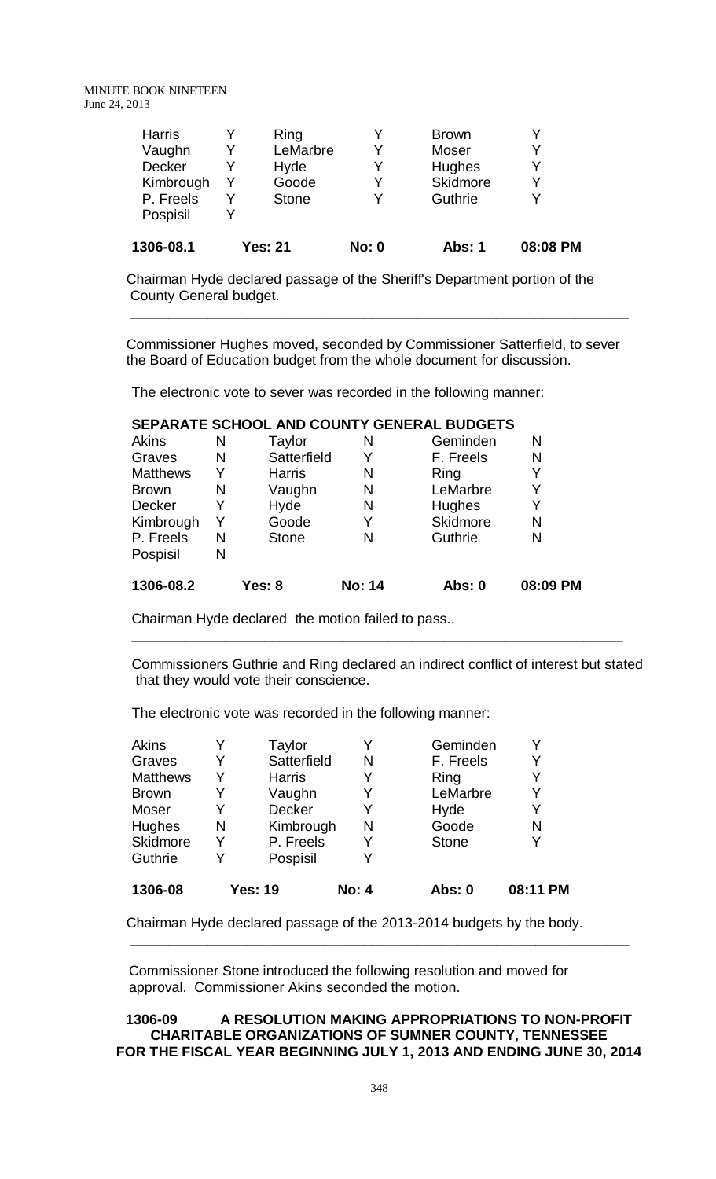| | | | | | |
|---|---|---|---|---|---|
| Harris | Y | Ring | Y | Brown | Y |
| Vaughn | Y | LeMarbre | Y | Moser | Y |
| Decker | Y | Hyde | Y | Hughes | Y |
| Kimbrough | Y | Goode | Y | Skidmore | Y |
| P. Freels | Y | Stone | Y | Guthrie | Y |
| Pospisil | Y | | | | |

**1306-08.1 Yes: 21 No: 0 Abs: 1 08:08 PM**

Chairman Hyde declared passage of the Sheriff's Department portion of the County General budget.

---

Commissioner Hughes moved, seconded by Commissioner Satterfield, to sever the Board of Education budget from the whole document for discussion.

The electronic vote to sever was recorded in the following manner:

**SEPARATE SCHOOL AND COUNTY GENERAL BUDGETS**

| | | | | | |
|---|---|---|---|---|---|
| Akins | N | Taylor | N | Geminden | N |
| Graves | N | Satterfield | Y | F. Freels | N |
| Matthews | Y | Harris | N | Ring | Y |
| Brown | N | Vaughn | N | LeMarbre | Y |
| Decker | Y | Hyde | N | Hughes | Y |
| Kimbrough | Y | Goode | Y | Skidmore | N |
| P. Freels | N | Stone | N | Guthrie | N |
| Pospisil | N | | | | |

**1306-08.2 Yes: 8 No: 14 Abs: 0 08:09 PM**

Chairman Hyde declared the motion failed to pass..

---

Commissioners Guthrie and Ring declared an indirect conflict of interest but stated that they would vote their conscience.

The electronic vote was recorded in the following manner:

| | | | | | |
|---|---|---|---|---|---|
| Akins | Y | Taylor | Y | Geminden | Y |
| Graves | Y | Satterfield | N | F. Freels | Y |
| Matthews | Y | Harris | Y | Ring | Y |
| Brown | Y | Vaughn | Y | LeMarbre | Y |
| Moser | Y | Decker | Y | Hyde | Y |
| Hughes | N | Kimbrough | N | Goode | N |
| Skidmore | Y | P. Freels | Y | Stone | Y |
| Guthrie | Y | Pospisil | Y | | |

**1306-08 Yes: 19 No: 4 Abs: 0 08:11 PM**

Chairman Hyde declared passage of the 2013-2014 budgets by the body.

---

Commissioner Stone introduced the following resolution and moved for approval. Commissioner Akins seconded the motion.

**1306-09 A RESOLUTION MAKING APPROPRIATIONS TO NON-PROFIT CHARITABLE ORGANIZATIONS OF SUMNER COUNTY, TENNESSEE FOR THE FISCAL YEAR BEGINNING JULY 1, 2013 AND ENDING JUNE 30, 2014**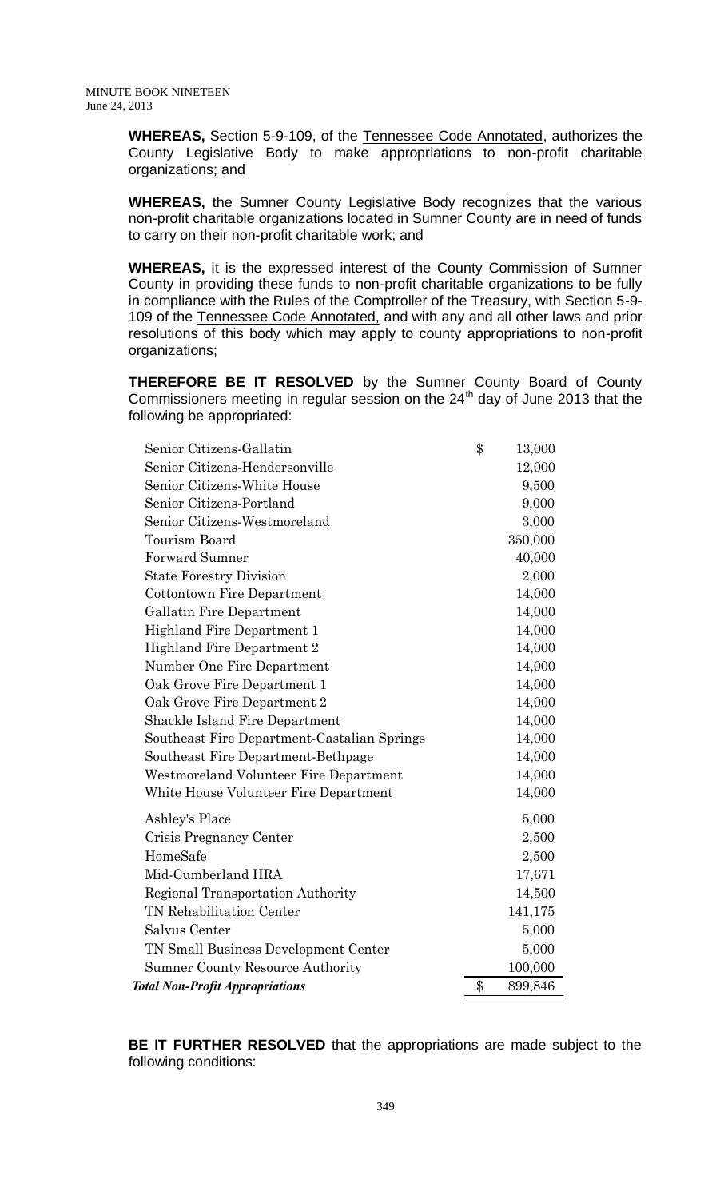**WHEREAS,** Section 5-9-109, of the Tennessee Code Annotated, authorizes the County Legislative Body to make appropriations to non-profit charitable organizations; and

**WHEREAS,** the Sumner County Legislative Body recognizes that the various non-profit charitable organizations located in Sumner County are in need of funds to carry on their non-profit charitable work; and

**WHEREAS,** it is the expressed interest of the County Commission of Sumner County in providing these funds to non-profit charitable organizations to be fully in compliance with the Rules of the Comptroller of the Treasury, with Section 5-9-109 of the Tennessee Code Annotated, and with any and all other laws and prior resolutions of this body which may apply to county appropriations to non-profit organizations;

**THEREFORE BE IT RESOLVED** by the Sumner County Board of County Commissioners meeting in regular session on the 24th day of June 2013 that the following be appropriated:

| | |
|---|---|
| Senior Citizens-Gallatin | $ 13,000 |
| Senior Citizens-Hendersonville | 12,000 |
| Senior Citizens-White House | 9,500 |
| Senior Citizens-Portland | 9,000 |
| Senior Citizens-Westmoreland | 3,000 |
| Tourism Board | 350,000 |
| Forward Sumner | 40,000 |
| State Forestry Division | 2,000 |
| Cottontown Fire Department | 14,000 |
| Gallatin Fire Department | 14,000 |
| Highland Fire Department 1 | 14,000 |
| Highland Fire Department 2 | 14,000 |
| Number One Fire Department | 14,000 |
| Oak Grove Fire Department 1 | 14,000 |
| Oak Grove Fire Department 2 | 14,000 |
| Shackle Island Fire Department | 14,000 |
| Southeast Fire Department-Castalian Springs | 14,000 |
| Southeast Fire Department-Bethpage | 14,000 |
| Westmoreland Volunteer Fire Department | 14,000 |
| White House Volunteer Fire Department | 14,000 |
| Ashley's Place | 5,000 |
| Crisis Pregnancy Center | 2,500 |
| HomeSafe | 2,500 |
| Mid-Cumberland HRA | 17,671 |
| Regional Transportation Authority | 14,500 |
| TN Rehabilitation Center | 141,175 |
| Salvus Center | 5,000 |
| TN Small Business Development Center | 5,000 |
| Sumner County Resource Authority | 100,000 |
| ***Total Non-Profit Appropriations*** | $ 899,846 |

**BE IT FURTHER RESOLVED** that the appropriations are made subject to the following conditions: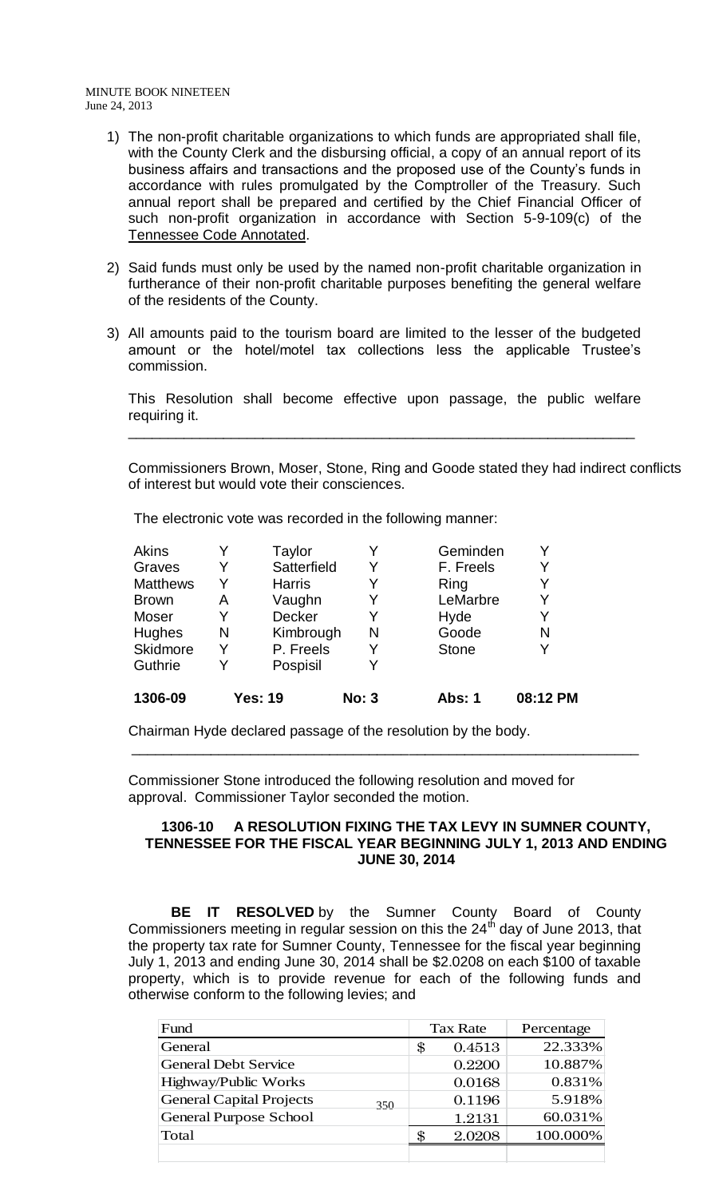1) The non-profit charitable organizations to which funds are appropriated shall file, with the County Clerk and the disbursing official, a copy of an annual report of its business affairs and transactions and the proposed use of the County's funds in accordance with rules promulgated by the Comptroller of the Treasury. Such annual report shall be prepared and certified by the Chief Financial Officer of such non-profit organization in accordance with Section 5-9-109(c) of the Tennessee Code Annotated.

2) Said funds must only be used by the named non-profit charitable organization in furtherance of their non-profit charitable purposes benefiting the general welfare of the residents of the County.

3) All amounts paid to the tourism board are limited to the lesser of the budgeted amount or the hotel/motel tax collections less the applicable Trustee's commission.

This Resolution shall become effective upon passage, the public welfare requiring it.

---

Commissioners Brown, Moser, Stone, Ring and Goode stated they had indirect conflicts of interest but would vote their consciences.

The electronic vote was recorded in the following manner:

| | | | | | |
|---|---|---|---|---|---|
| Akins | Y | Taylor | Y | Geminden | Y |
| Graves | Y | Satterfield | Y | F. Freels | Y |
| Matthews | Y | Harris | Y | Ring | Y |
| Brown | A | Vaughn | Y | LeMarbre | Y |
| Moser | Y | Decker | Y | Hyde | Y |
| Hughes | N | Kimbrough | N | Goode | N |
| Skidmore | Y | P. Freels | Y | Stone | Y |
| Guthrie | Y | Pospisil | Y | | |
| **1306-09** | **Yes: 19** | | **No: 3** | **Abs: 1** | **08:12 PM** |

Chairman Hyde declared passage of the resolution by the body.

---

Commissioner Stone introduced the following resolution and moved for approval. Commissioner Taylor seconded the motion.

**1306-10 A RESOLUTION FIXING THE TAX LEVY IN SUMNER COUNTY, TENNESSEE FOR THE FISCAL YEAR BEGINNING JULY 1, 2013 AND ENDING JUNE 30, 2014**

**BE IT RESOLVED** by the Sumner County Board of County Commissioners meeting in regular session on this the 24th day of June 2013, that the property tax rate for Sumner County, Tennessee for the fiscal year beginning July 1, 2013 and ending June 30, 2014 shall be $2.0208 on each $100 of taxable property, which is to provide revenue for each of the following funds and otherwise conform to the following levies; and

| Fund | Tax Rate | Percentage |
|---|---|---|
| General | $ 0.4513 | 22.333% |
| General Debt Service | 0.2200 | 10.887% |
| Highway/Public Works | 0.0168 | 0.831% |
| General Capital Projects | 0.1196 | 5.918% |
| General Purpose School | 1.2131 | 60.031% |
| Total | $ 2.0208 | 100.000% |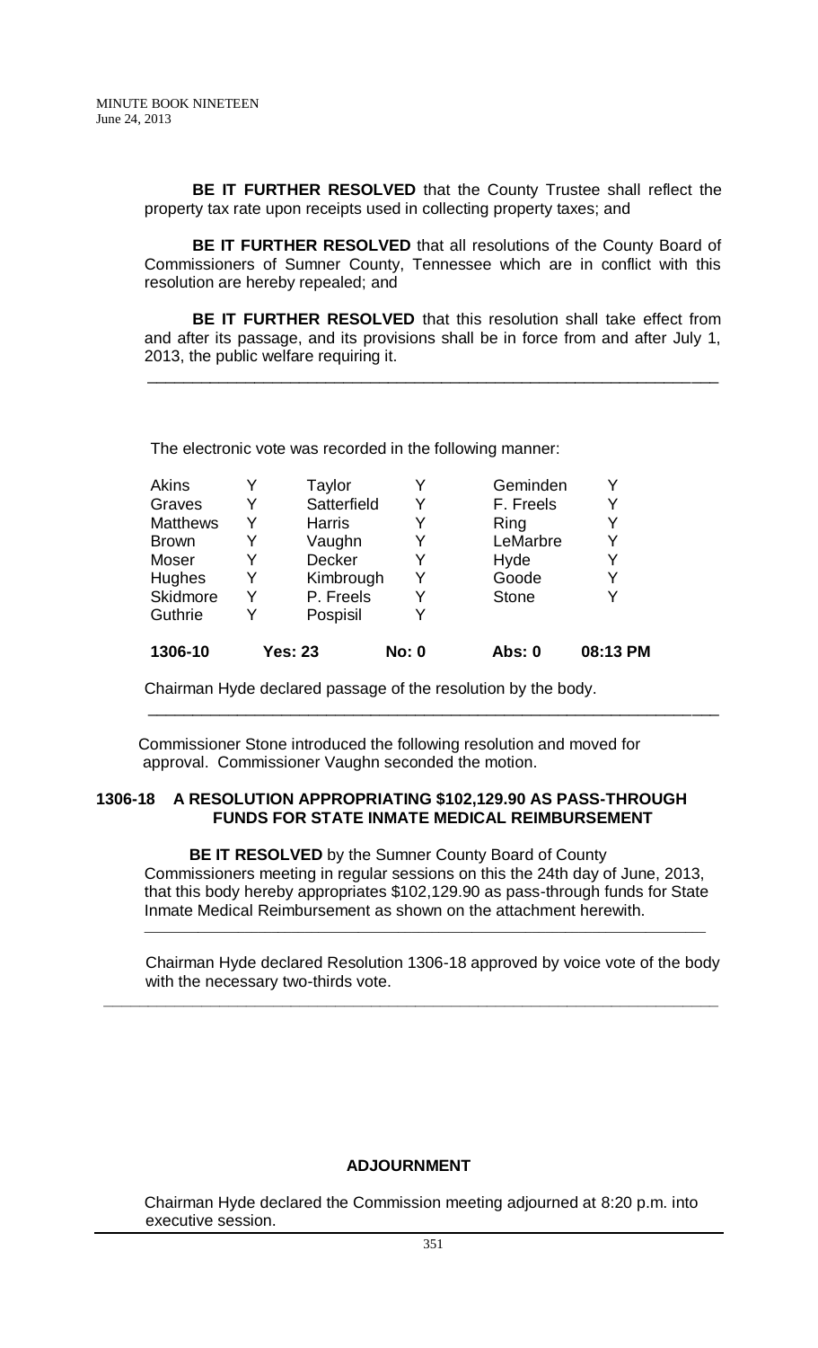**BE IT FURTHER RESOLVED** that the County Trustee shall reflect the property tax rate upon receipts used in collecting property taxes; and

**BE IT FURTHER RESOLVED** that all resolutions of the County Board of Commissioners of Sumner County, Tennessee which are in conflict with this resolution are hereby repealed; and

**BE IT FURTHER RESOLVED** that this resolution shall take effect from and after its passage, and its provisions shall be in force from and after July 1, 2013, the public welfare requiring it.

---

The electronic vote was recorded in the following manner:

| | | | | | | |
|---|---|---|---|---|---|---|
| Akins | Y | Taylor | Y | Geminden | Y | |
| Graves | Y | Satterfield | Y | F. Freels | Y | |
| Matthews | Y | Harris | Y | Ring | Y | |
| Brown | Y | Vaughn | Y | LeMarbre | Y | |
| Moser | Y | Decker | Y | Hyde | Y | |
| Hughes | Y | Kimbrough | Y | Goode | Y | |
| Skidmore | Y | P. Freels | Y | Stone | Y | |
| Guthrie | Y | Pospisil | Y | | | |
| **1306-10** | **Yes: 23** | | **No: 0** | **Abs: 0** | | **08:13 PM** |

Chairman Hyde declared passage of the resolution by the body.

---

Commissioner Stone introduced the following resolution and moved for approval. Commissioner Vaughn seconded the motion.

**1306-18 A RESOLUTION APPROPRIATING $102,129.90 AS PASS-THROUGH FUNDS FOR STATE INMATE MEDICAL REIMBURSEMENT**

**BE IT RESOLVED** by the Sumner County Board of County Commissioners meeting in regular sessions on this the 24th day of June, 2013, that this body hereby appropriates $102,129.90 as pass-through funds for State Inmate Medical Reimbursement as shown on the attachment herewith.

---

Chairman Hyde declared Resolution 1306-18 approved by voice vote of the body with the necessary two-thirds vote.

---

**ADJOURNMENT**

Chairman Hyde declared the Commission meeting adjourned at 8:20 p.m. into executive session.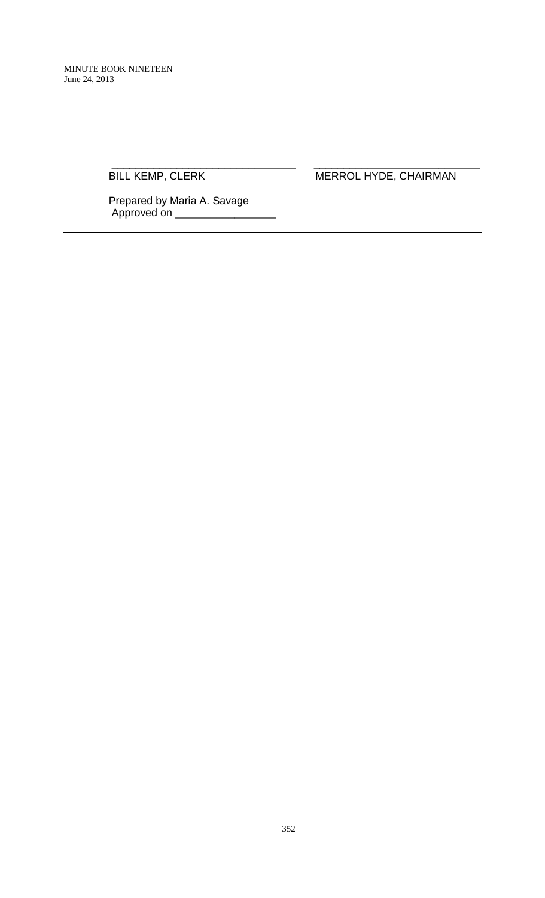| | |
|---|---|
| \_\_\_\_\_\_\_\_\_\_\_\_\_\_\_\_\_\_\_\_\_\_\_\_\_\_\_\_\_\_ | \_\_\_\_\_\_\_\_\_\_\_\_\_\_\_\_\_\_\_\_\_\_\_\_\_\_\_\_\_\_ |
| BILL KEMP, CLERK | MERROL HYDE, CHAIRMAN |

Prepared by Maria A. Savage
Approved on \_\_\_\_\_\_\_\_\_\_\_\_\_\_\_\_